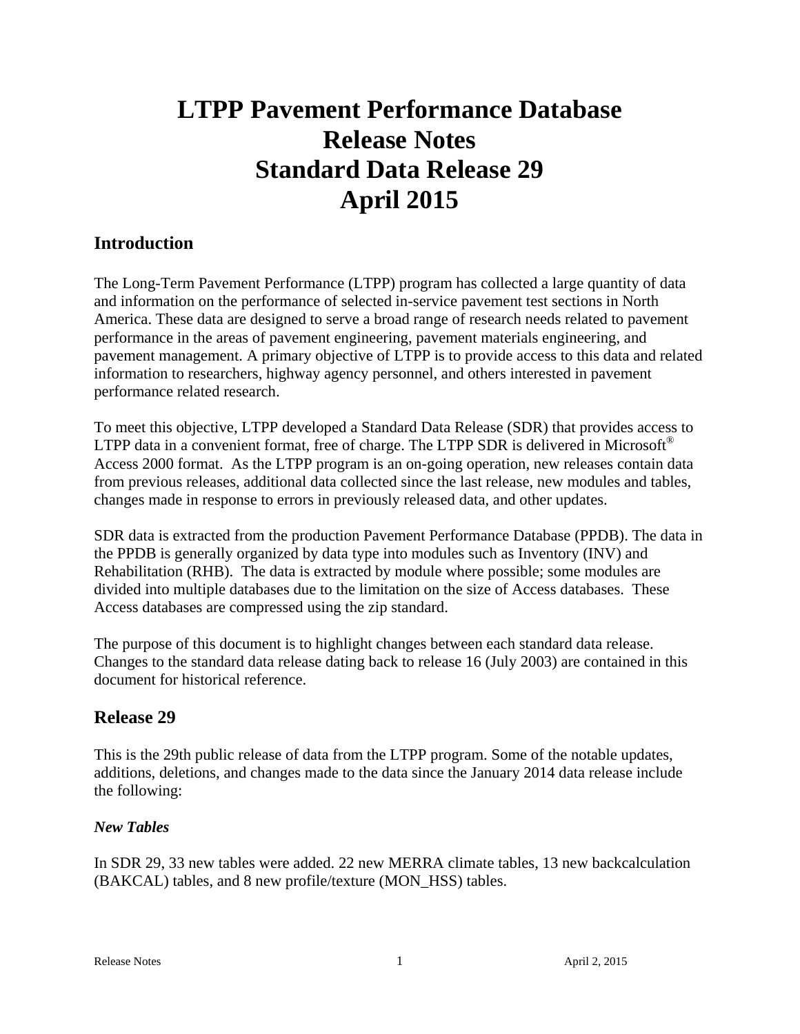# LTPP Pavement Performance Database Release Notes Standard Data Release 29 April 2015

## Introduction

The Long-Term Pavement Performance (LTPP) program has collected a large quantity of data and information on the performance of selected in-service pavement test sections in North America. These data are designed to serve a broad range of research needs related to pavement performance in the areas of pavement engineering, pavement materials engineering, and pavement management. A primary objective of LTPP is to provide access to this data and related information to researchers, highway agency personnel, and others interested in pavement performance related research.

To meet this objective, LTPP developed a Standard Data Release (SDR) that provides access to LTPP data in a convenient format, free of charge. The LTPP SDR is delivered in Microsoft® Access 2000 format. As the LTPP program is an on-going operation, new releases contain data from previous releases, additional data collected since the last release, new modules and tables, changes made in response to errors in previously released data, and other updates.

SDR data is extracted from the production Pavement Performance Database (PPDB). The data in the PPDB is generally organized by data type into modules such as Inventory (INV) and Rehabilitation (RHB). The data is extracted by module where possible; some modules are divided into multiple databases due to the limitation on the size of Access databases. These Access databases are compressed using the zip standard.

The purpose of this document is to highlight changes between each standard data release. Changes to the standard data release dating back to release 16 (July 2003) are contained in this document for historical reference.

## Release 29

This is the 29th public release of data from the LTPP program. Some of the notable updates, additions, deletions, and changes made to the data since the January 2014 data release include the following:

### *New Tables*

In SDR 29, 33 new tables were added. 22 new MERRA climate tables, 13 new backcalculation (BAKCAL) tables, and 8 new profile/texture (MON_HSS) tables.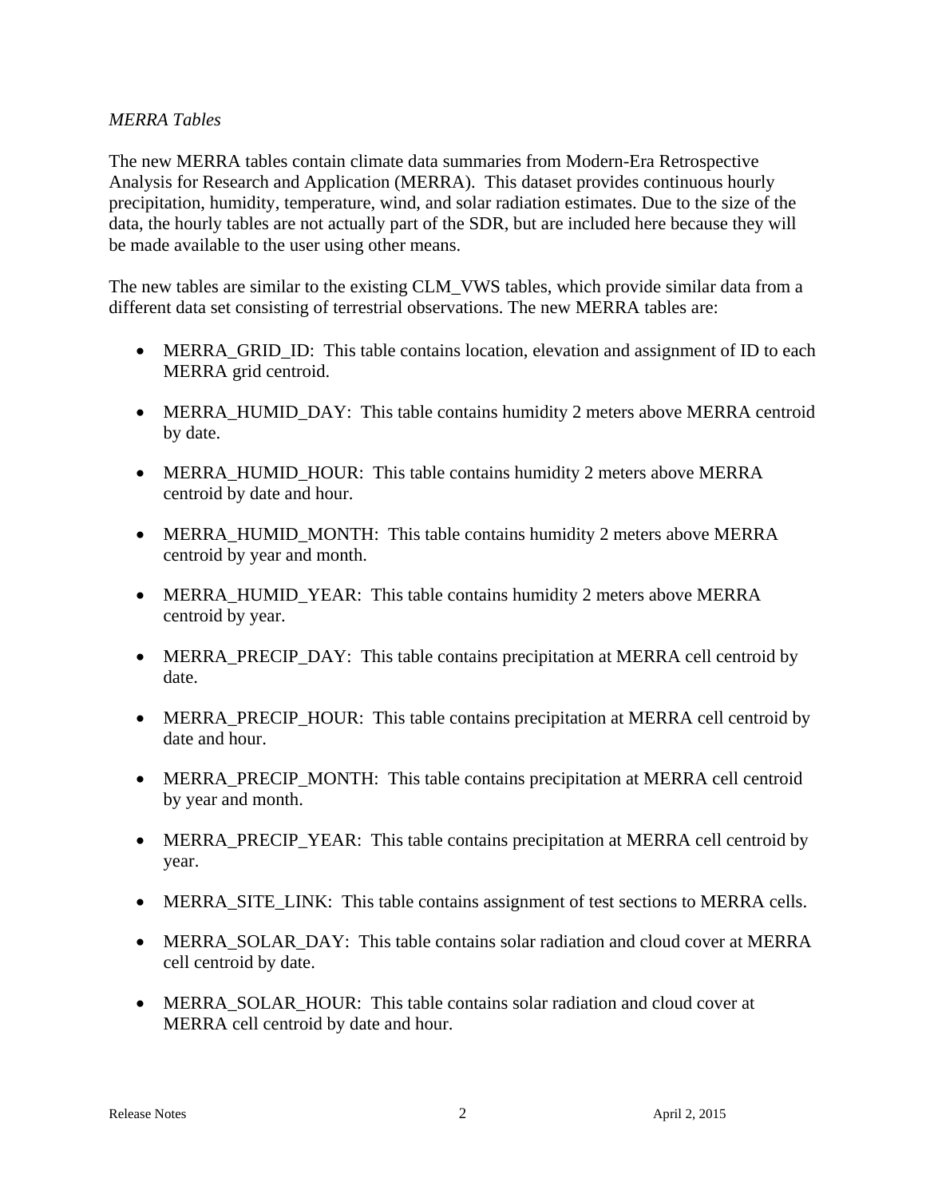*MERRA Tables*

The new MERRA tables contain climate data summaries from Modern-Era Retrospective Analysis for Research and Application (MERRA). This dataset provides continuous hourly precipitation, humidity, temperature, wind, and solar radiation estimates. Due to the size of the data, the hourly tables are not actually part of the SDR, but are included here because they will be made available to the user using other means.

The new tables are similar to the existing CLM_VWS tables, which provide similar data from a different data set consisting of terrestrial observations. The new MERRA tables are:

- MERRA_GRID_ID: This table contains location, elevation and assignment of ID to each MERRA grid centroid.
- MERRA_HUMID_DAY: This table contains humidity 2 meters above MERRA centroid by date.
- MERRA_HUMID_HOUR: This table contains humidity 2 meters above MERRA centroid by date and hour.
- MERRA_HUMID_MONTH: This table contains humidity 2 meters above MERRA centroid by year and month.
- MERRA_HUMID_YEAR: This table contains humidity 2 meters above MERRA centroid by year.
- MERRA_PRECIP_DAY: This table contains precipitation at MERRA cell centroid by date.
- MERRA_PRECIP_HOUR: This table contains precipitation at MERRA cell centroid by date and hour.
- MERRA_PRECIP_MONTH: This table contains precipitation at MERRA cell centroid by year and month.
- MERRA_PRECIP_YEAR: This table contains precipitation at MERRA cell centroid by year.
- MERRA_SITE_LINK: This table contains assignment of test sections to MERRA cells.
- MERRA_SOLAR_DAY: This table contains solar radiation and cloud cover at MERRA cell centroid by date.
- MERRA_SOLAR_HOUR: This table contains solar radiation and cloud cover at MERRA cell centroid by date and hour.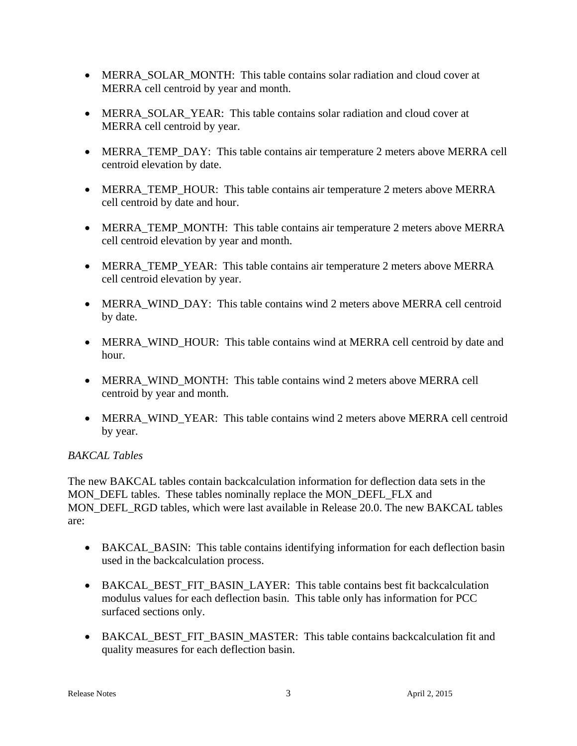- MERRA_SOLAR_MONTH:  This table contains solar radiation and cloud cover at MERRA cell centroid by year and month.

- MERRA_SOLAR_YEAR:  This table contains solar radiation and cloud cover at MERRA cell centroid by year.

- MERRA_TEMP_DAY:  This table contains air temperature 2 meters above MERRA cell centroid elevation by date.

- MERRA_TEMP_HOUR:  This table contains air temperature 2 meters above MERRA cell centroid by date and hour.

- MERRA_TEMP_MONTH:  This table contains air temperature 2 meters above MERRA cell centroid elevation by year and month.

- MERRA_TEMP_YEAR:  This table contains air temperature 2 meters above MERRA cell centroid elevation by year.

- MERRA_WIND_DAY:  This table contains wind 2 meters above MERRA cell centroid by date.

- MERRA_WIND_HOUR:  This table contains wind at MERRA cell centroid by date and hour.

- MERRA_WIND_MONTH:  This table contains wind 2 meters above MERRA cell centroid by year and month.

- MERRA_WIND_YEAR:  This table contains wind 2 meters above MERRA cell centroid by year.

*BAKCAL Tables*

The new BAKCAL tables contain backcalculation information for deflection data sets in the MON_DEFL tables.  These tables nominally replace the MON_DEFL_FLX and MON_DEFL_RGD tables, which were last available in Release 20.0. The new BAKCAL tables are:

- BAKCAL_BASIN:  This table contains identifying information for each deflection basin used in the backcalculation process.

- BAKCAL_BEST_FIT_BASIN_LAYER:  This table contains best fit backcalculation modulus values for each deflection basin.  This table only has information for PCC surfaced sections only.

- BAKCAL_BEST_FIT_BASIN_MASTER:  This table contains backcalculation fit and quality measures for each deflection basin.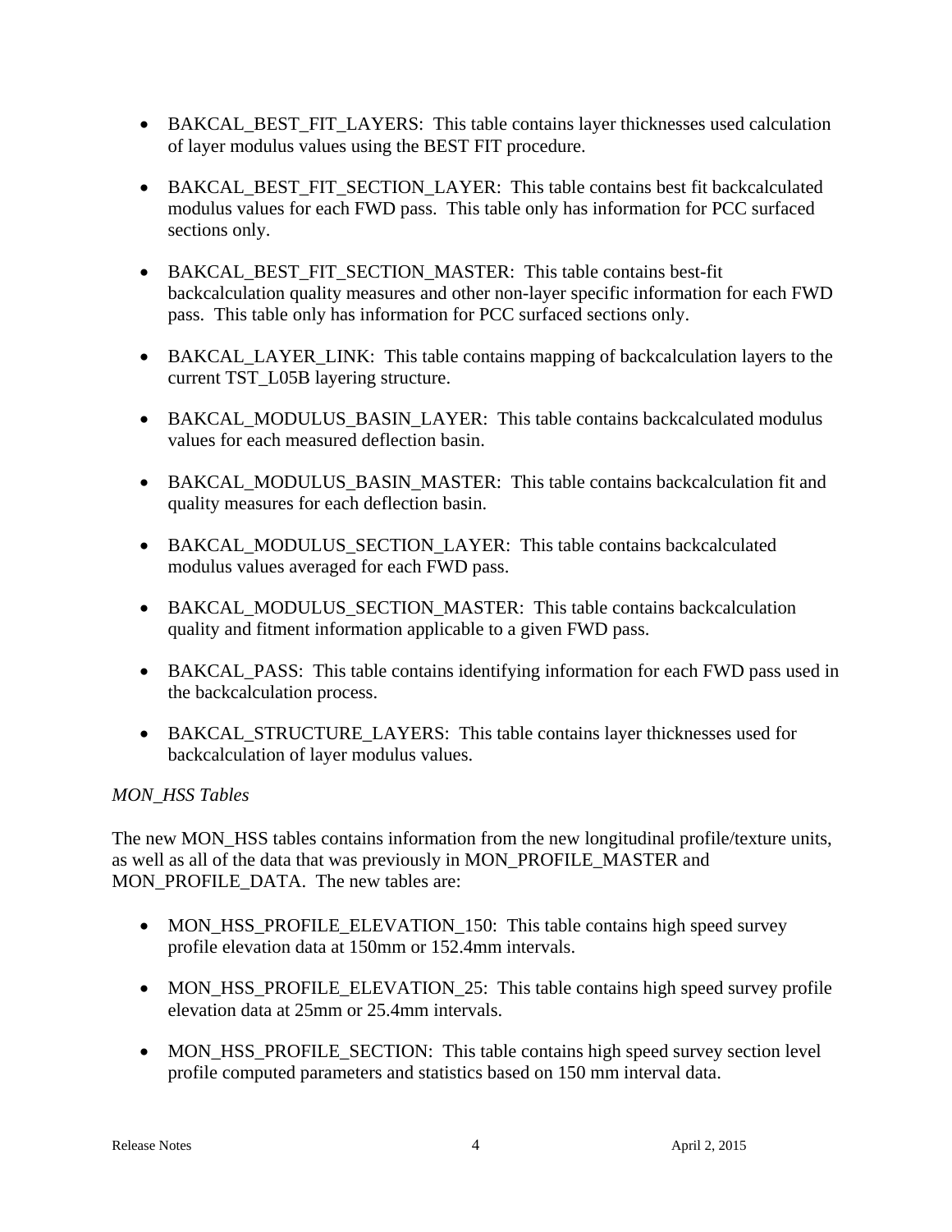- BAKCAL_BEST_FIT_LAYERS: This table contains layer thicknesses used calculation of layer modulus values using the BEST FIT procedure.

- BAKCAL_BEST_FIT_SECTION_LAYER: This table contains best fit backcalculated modulus values for each FWD pass. This table only has information for PCC surfaced sections only.

- BAKCAL_BEST_FIT_SECTION_MASTER: This table contains best-fit backcalculation quality measures and other non-layer specific information for each FWD pass. This table only has information for PCC surfaced sections only.

- BAKCAL_LAYER_LINK: This table contains mapping of backcalculation layers to the current TST_L05B layering structure.

- BAKCAL_MODULUS_BASIN_LAYER: This table contains backcalculated modulus values for each measured deflection basin.

- BAKCAL_MODULUS_BASIN_MASTER: This table contains backcalculation fit and quality measures for each deflection basin.

- BAKCAL_MODULUS_SECTION_LAYER: This table contains backcalculated modulus values averaged for each FWD pass.

- BAKCAL_MODULUS_SECTION_MASTER: This table contains backcalculation quality and fitment information applicable to a given FWD pass.

- BAKCAL_PASS: This table contains identifying information for each FWD pass used in the backcalculation process.

- BAKCAL_STRUCTURE_LAYERS: This table contains layer thicknesses used for backcalculation of layer modulus values.

*MON_HSS Tables*

The new MON_HSS tables contains information from the new longitudinal profile/texture units, as well as all of the data that was previously in MON_PROFILE_MASTER and MON_PROFILE_DATA. The new tables are:

- MON_HSS_PROFILE_ELEVATION_150: This table contains high speed survey profile elevation data at 150mm or 152.4mm intervals.

- MON_HSS_PROFILE_ELEVATION_25: This table contains high speed survey profile elevation data at 25mm or 25.4mm intervals.

- MON_HSS_PROFILE_SECTION: This table contains high speed survey section level profile computed parameters and statistics based on 150 mm interval data.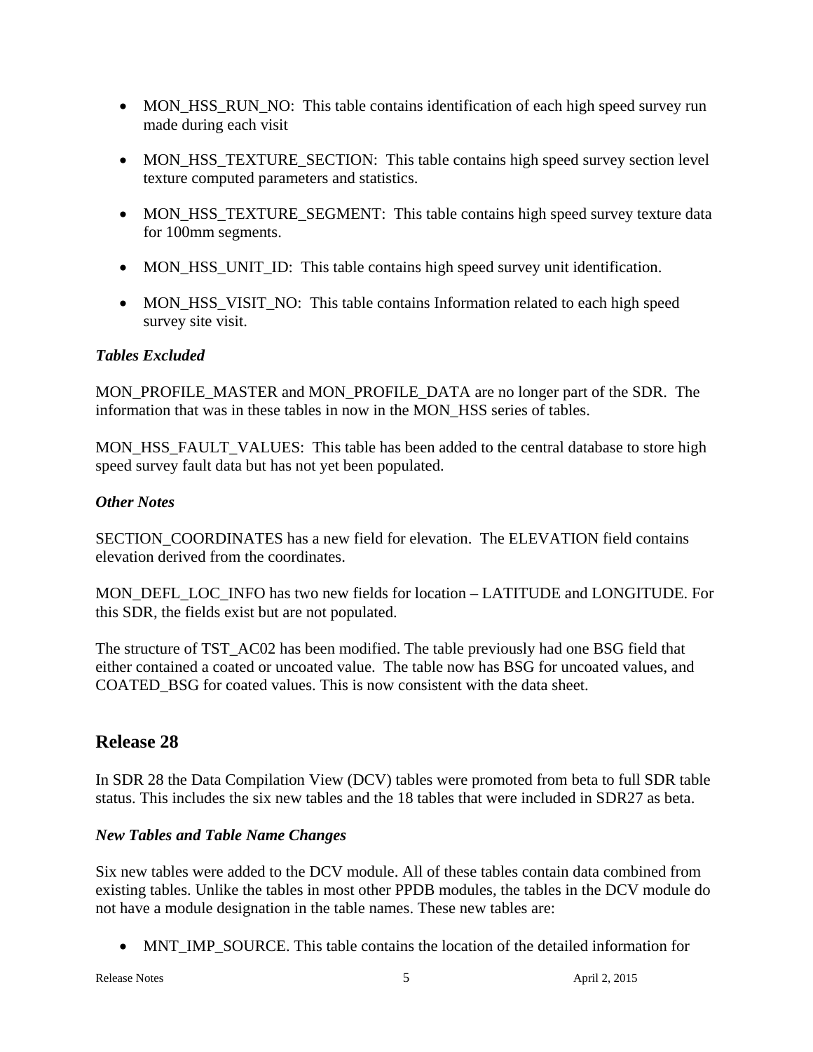- MON_HSS_RUN_NO:  This table contains identification of each high speed survey run made during each visit

- MON_HSS_TEXTURE_SECTION:  This table contains high speed survey section level texture computed parameters and statistics.

- MON_HSS_TEXTURE_SEGMENT:  This table contains high speed survey texture data for 100mm segments.

- MON_HSS_UNIT_ID:  This table contains high speed survey unit identification.

- MON_HSS_VISIT_NO:  This table contains Information related to each high speed survey site visit.

### *Tables Excluded*

MON_PROFILE_MASTER and MON_PROFILE_DATA are no longer part of the SDR.  The information that was in these tables in now in the MON_HSS series of tables.

MON_HSS_FAULT_VALUES:  This table has been added to the central database to store high speed survey fault data but has not yet been populated.

### *Other Notes*

SECTION_COORDINATES has a new field for elevation.  The ELEVATION field contains elevation derived from the coordinates.

MON_DEFL_LOC_INFO has two new fields for location – LATITUDE and LONGITUDE. For this SDR, the fields exist but are not populated.

The structure of TST_AC02 has been modified. The table previously had one BSG field that either contained a coated or uncoated value.  The table now has BSG for uncoated values, and COATED_BSG for coated values. This is now consistent with the data sheet.

## Release 28

In SDR 28 the Data Compilation View (DCV) tables were promoted from beta to full SDR table status. This includes the six new tables and the 18 tables that were included in SDR27 as beta.

### *New Tables and Table Name Changes*

Six new tables were added to the DCV module. All of these tables contain data combined from existing tables. Unlike the tables in most other PPDB modules, the tables in the DCV module do not have a module designation in the table names. These new tables are:

- MNT_IMP_SOURCE. This table contains the location of the detailed information for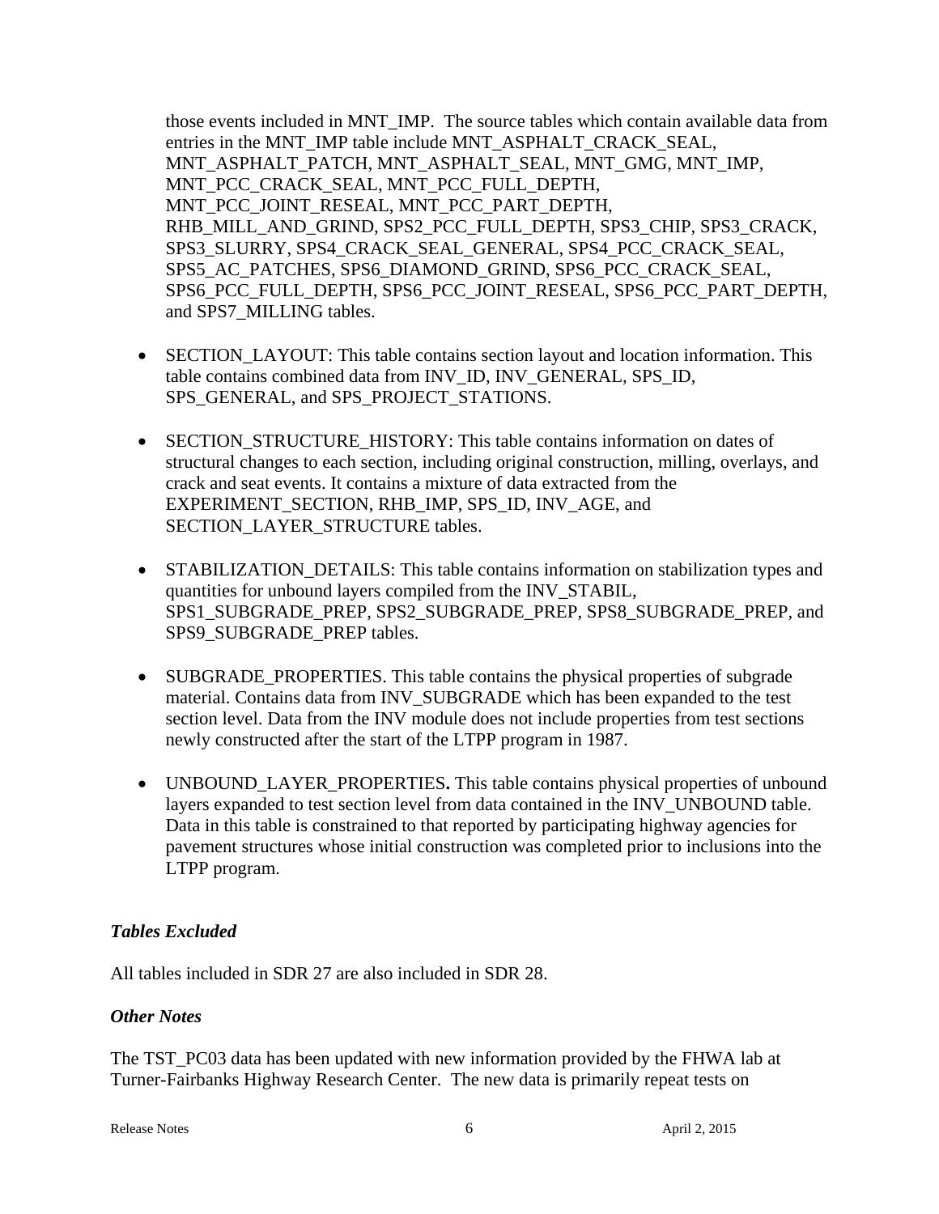those events included in MNT_IMP. The source tables which contain available data from entries in the MNT_IMP table include MNT_ASPHALT_CRACK_SEAL, MNT_ASPHALT_PATCH, MNT_ASPHALT_SEAL, MNT_GMG, MNT_IMP, MNT_PCC_CRACK_SEAL, MNT_PCC_FULL_DEPTH, MNT_PCC_JOINT_RESEAL, MNT_PCC_PART_DEPTH, RHB_MILL_AND_GRIND, SPS2_PCC_FULL_DEPTH, SPS3_CHIP, SPS3_CRACK, SPS3_SLURRY, SPS4_CRACK_SEAL_GENERAL, SPS4_PCC_CRACK_SEAL, SPS5_AC_PATCHES, SPS6_DIAMOND_GRIND, SPS6_PCC_CRACK_SEAL, SPS6_PCC_FULL_DEPTH, SPS6_PCC_JOINT_RESEAL, SPS6_PCC_PART_DEPTH, and SPS7_MILLING tables.

- SECTION_LAYOUT: This table contains section layout and location information. This table contains combined data from INV_ID, INV_GENERAL, SPS_ID, SPS_GENERAL, and SPS_PROJECT_STATIONS.

- SECTION_STRUCTURE_HISTORY: This table contains information on dates of structural changes to each section, including original construction, milling, overlays, and crack and seat events. It contains a mixture of data extracted from the EXPERIMENT_SECTION, RHB_IMP, SPS_ID, INV_AGE, and SECTION_LAYER_STRUCTURE tables.

- STABILIZATION_DETAILS: This table contains information on stabilization types and quantities for unbound layers compiled from the INV_STABIL, SPS1_SUBGRADE_PREP, SPS2_SUBGRADE_PREP, SPS8_SUBGRADE_PREP, and SPS9_SUBGRADE_PREP tables.

- SUBGRADE_PROPERTIES. This table contains the physical properties of subgrade material. Contains data from INV_SUBGRADE which has been expanded to the test section level. Data from the INV module does not include properties from test sections newly constructed after the start of the LTPP program in 1987.

- UNBOUND_LAYER_PROPERTIES**.** This table contains physical properties of unbound layers expanded to test section level from data contained in the INV_UNBOUND table. Data in this table is constrained to that reported by participating highway agencies for pavement structures whose initial construction was completed prior to inclusions into the LTPP program.

### *Tables Excluded*

All tables included in SDR 27 are also included in SDR 28.

### *Other Notes*

The TST_PC03 data has been updated with new information provided by the FHWA lab at Turner-Fairbanks Highway Research Center. The new data is primarily repeat tests on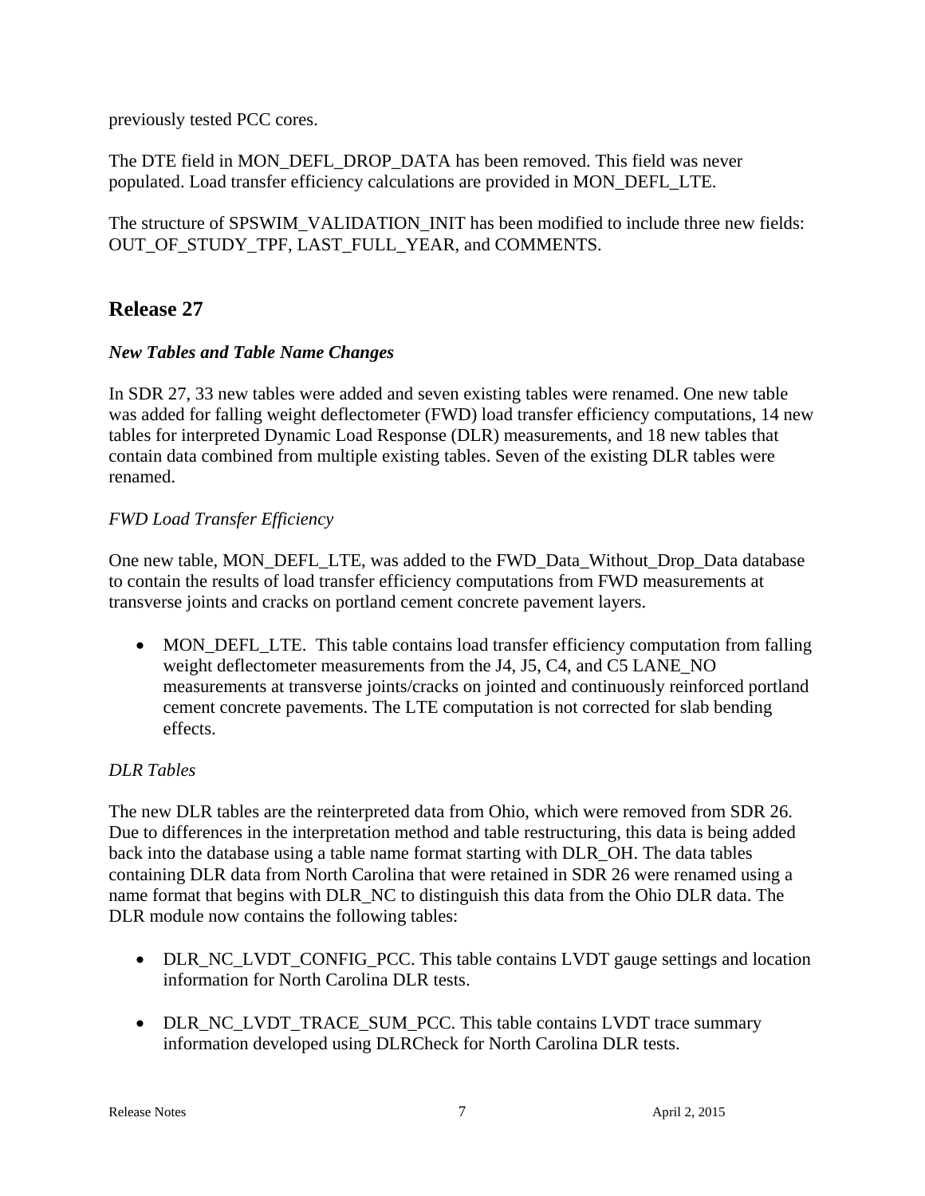previously tested PCC cores.

The DTE field in MON_DEFL_DROP_DATA has been removed. This field was never populated. Load transfer efficiency calculations are provided in MON_DEFL_LTE.

The structure of SPSWIM_VALIDATION_INIT has been modified to include three new fields: OUT_OF_STUDY_TPF, LAST_FULL_YEAR, and COMMENTS.

## Release 27

### *New Tables and Table Name Changes*

In SDR 27, 33 new tables were added and seven existing tables were renamed. One new table was added for falling weight deflectometer (FWD) load transfer efficiency computations, 14 new tables for interpreted Dynamic Load Response (DLR) measurements, and 18 new tables that contain data combined from multiple existing tables. Seven of the existing DLR tables were renamed.

*FWD Load Transfer Efficiency*

One new table, MON_DEFL_LTE, was added to the FWD_Data_Without_Drop_Data database to contain the results of load transfer efficiency computations from FWD measurements at transverse joints and cracks on portland cement concrete pavement layers.

- MON_DEFL_LTE. This table contains load transfer efficiency computation from falling weight deflectometer measurements from the J4, J5, C4, and C5 LANE_NO measurements at transverse joints/cracks on jointed and continuously reinforced portland cement concrete pavements. The LTE computation is not corrected for slab bending effects.

*DLR Tables*

The new DLR tables are the reinterpreted data from Ohio, which were removed from SDR 26. Due to differences in the interpretation method and table restructuring, this data is being added back into the database using a table name format starting with DLR_OH. The data tables containing DLR data from North Carolina that were retained in SDR 26 were renamed using a name format that begins with DLR_NC to distinguish this data from the Ohio DLR data. The DLR module now contains the following tables:

- DLR_NC_LVDT_CONFIG_PCC. This table contains LVDT gauge settings and location information for North Carolina DLR tests.

- DLR_NC_LVDT_TRACE_SUM_PCC. This table contains LVDT trace summary information developed using DLRCheck for North Carolina DLR tests.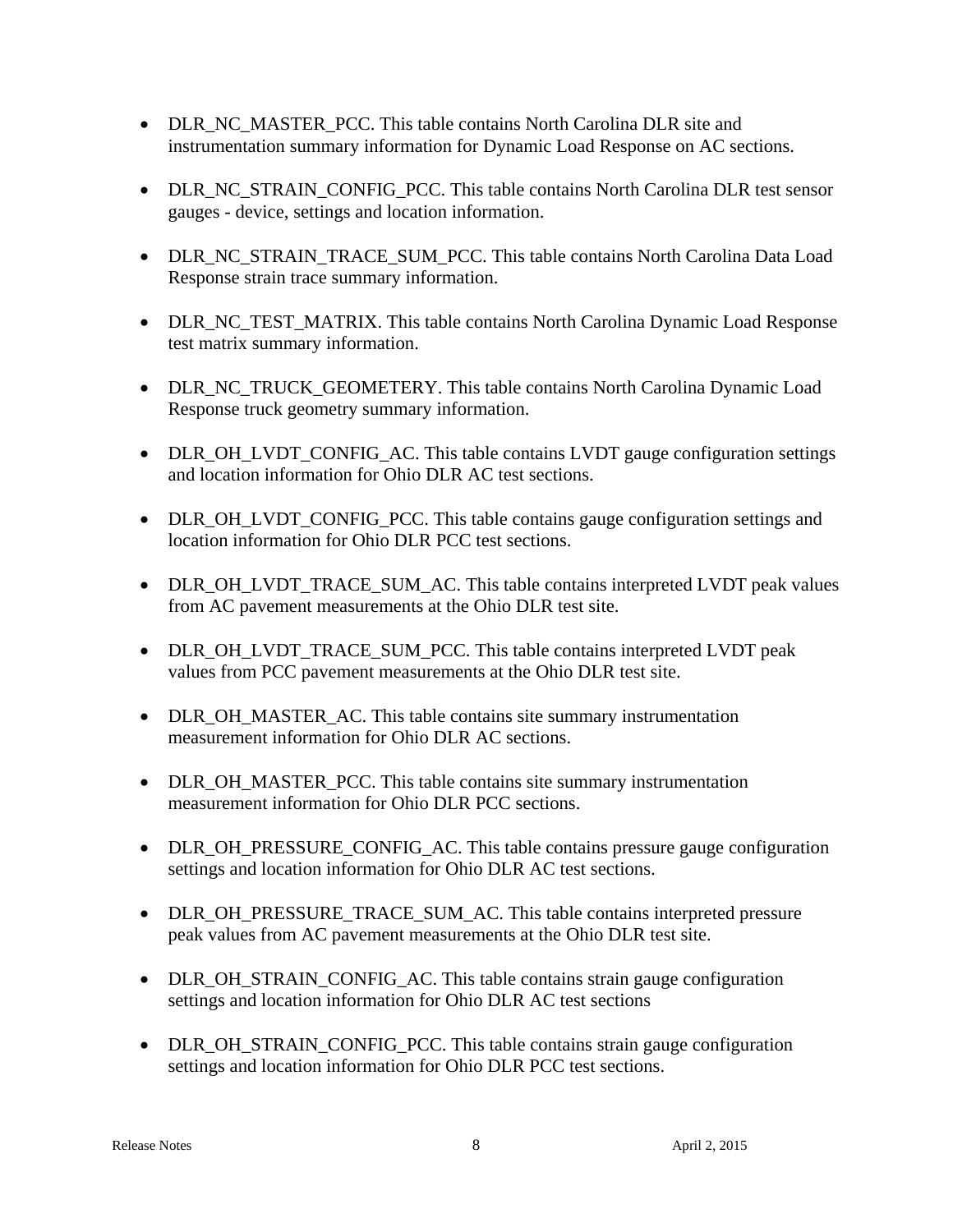- DLR_NC_MASTER_PCC. This table contains North Carolina DLR site and instrumentation summary information for Dynamic Load Response on AC sections.

- DLR_NC_STRAIN_CONFIG_PCC. This table contains North Carolina DLR test sensor gauges - device, settings and location information.

- DLR_NC_STRAIN_TRACE_SUM_PCC. This table contains North Carolina Data Load Response strain trace summary information.

- DLR_NC_TEST_MATRIX. This table contains North Carolina Dynamic Load Response test matrix summary information.

- DLR_NC_TRUCK_GEOMETERY. This table contains North Carolina Dynamic Load Response truck geometry summary information.

- DLR_OH_LVDT_CONFIG_AC. This table contains LVDT gauge configuration settings and location information for Ohio DLR AC test sections.

- DLR_OH_LVDT_CONFIG_PCC. This table contains gauge configuration settings and location information for Ohio DLR PCC test sections.

- DLR_OH_LVDT_TRACE_SUM_AC. This table contains interpreted LVDT peak values from AC pavement measurements at the Ohio DLR test site.

- DLR_OH_LVDT_TRACE_SUM_PCC. This table contains interpreted LVDT peak values from PCC pavement measurements at the Ohio DLR test site.

- DLR_OH_MASTER_AC. This table contains site summary instrumentation measurement information for Ohio DLR AC sections.

- DLR_OH_MASTER_PCC. This table contains site summary instrumentation measurement information for Ohio DLR PCC sections.

- DLR_OH_PRESSURE_CONFIG_AC. This table contains pressure gauge configuration settings and location information for Ohio DLR AC test sections.

- DLR_OH_PRESSURE_TRACE_SUM_AC. This table contains interpreted pressure peak values from AC pavement measurements at the Ohio DLR test site.

- DLR_OH_STRAIN_CONFIG_AC. This table contains strain gauge configuration settings and location information for Ohio DLR AC test sections

- DLR_OH_STRAIN_CONFIG_PCC. This table contains strain gauge configuration settings and location information for Ohio DLR PCC test sections.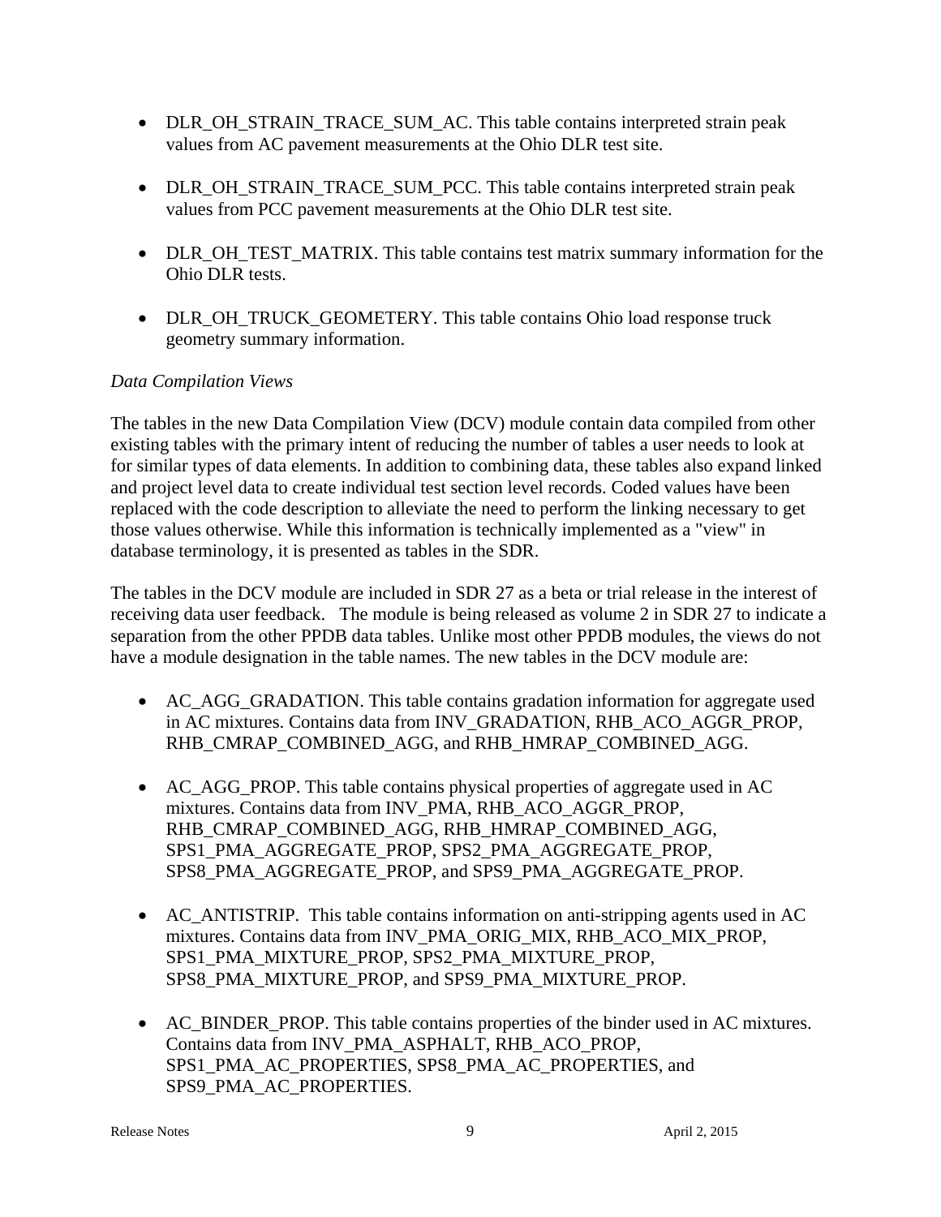- DLR_OH_STRAIN_TRACE_SUM_AC. This table contains interpreted strain peak values from AC pavement measurements at the Ohio DLR test site.

- DLR_OH_STRAIN_TRACE_SUM_PCC. This table contains interpreted strain peak values from PCC pavement measurements at the Ohio DLR test site.

- DLR_OH_TEST_MATRIX. This table contains test matrix summary information for the Ohio DLR tests.

- DLR_OH_TRUCK_GEOMETERY. This table contains Ohio load response truck geometry summary information.

*Data Compilation Views*

The tables in the new Data Compilation View (DCV) module contain data compiled from other existing tables with the primary intent of reducing the number of tables a user needs to look at for similar types of data elements. In addition to combining data, these tables also expand linked and project level data to create individual test section level records. Coded values have been replaced with the code description to alleviate the need to perform the linking necessary to get those values otherwise. While this information is technically implemented as a "view" in database terminology, it is presented as tables in the SDR.

The tables in the DCV module are included in SDR 27 as a beta or trial release in the interest of receiving data user feedback. The module is being released as volume 2 in SDR 27 to indicate a separation from the other PPDB data tables. Unlike most other PPDB modules, the views do not have a module designation in the table names. The new tables in the DCV module are:

- AC_AGG_GRADATION. This table contains gradation information for aggregate used in AC mixtures. Contains data from INV_GRADATION, RHB_ACO_AGGR_PROP, RHB_CMRAP_COMBINED_AGG, and RHB_HMRAP_COMBINED_AGG.

- AC_AGG_PROP. This table contains physical properties of aggregate used in AC mixtures. Contains data from INV_PMA, RHB_ACO_AGGR_PROP, RHB_CMRAP_COMBINED_AGG, RHB_HMRAP_COMBINED_AGG, SPS1_PMA_AGGREGATE_PROP, SPS2_PMA_AGGREGATE_PROP, SPS8_PMA_AGGREGATE_PROP, and SPS9_PMA_AGGREGATE_PROP.

- AC_ANTISTRIP. This table contains information on anti-stripping agents used in AC mixtures. Contains data from INV_PMA_ORIG_MIX, RHB_ACO_MIX_PROP, SPS1_PMA_MIXTURE_PROP, SPS2_PMA_MIXTURE_PROP, SPS8_PMA_MIXTURE_PROP, and SPS9_PMA_MIXTURE_PROP.

- AC_BINDER_PROP. This table contains properties of the binder used in AC mixtures. Contains data from INV_PMA_ASPHALT, RHB_ACO_PROP, SPS1_PMA_AC_PROPERTIES, SPS8_PMA_AC_PROPERTIES, and SPS9_PMA_AC_PROPERTIES.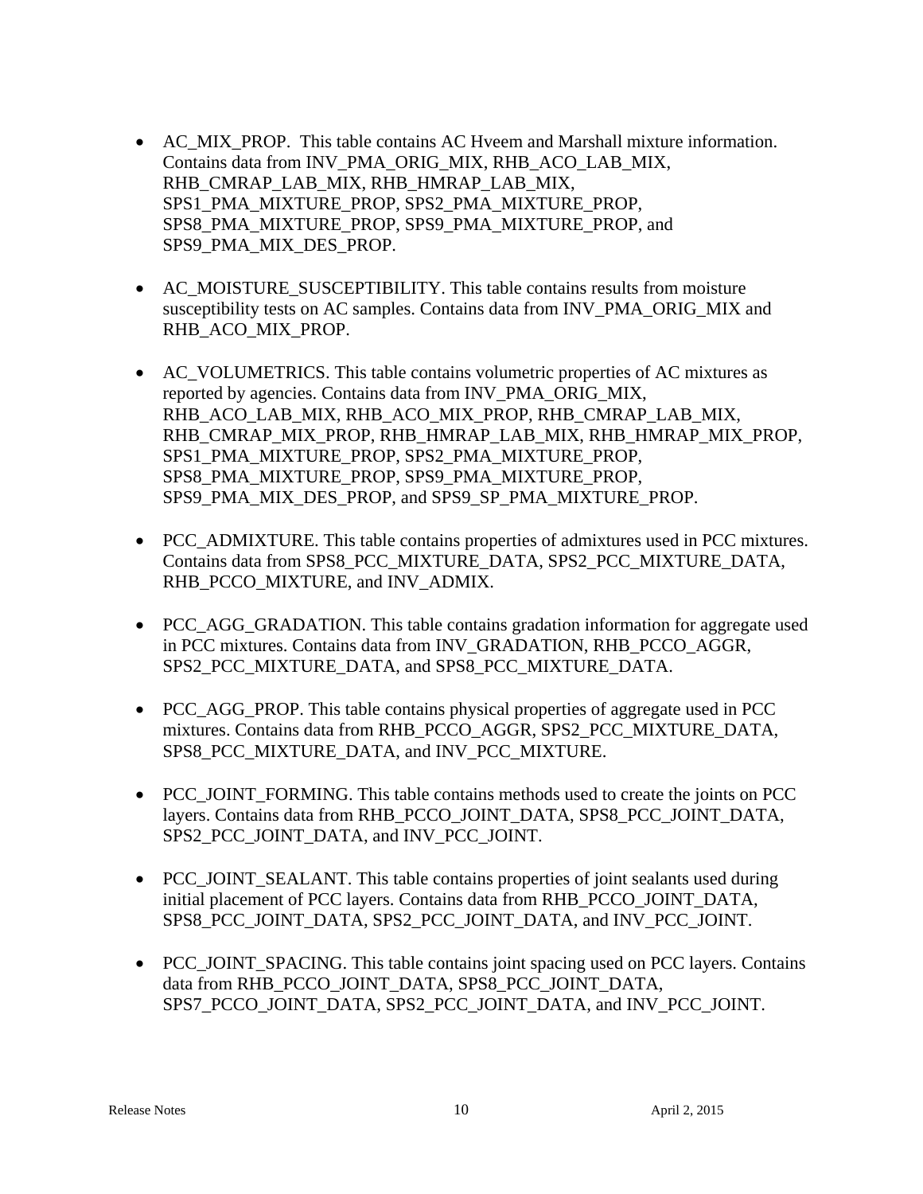- AC_MIX_PROP. This table contains AC Hveem and Marshall mixture information. Contains data from INV_PMA_ORIG_MIX, RHB_ACO_LAB_MIX, RHB_CMRAP_LAB_MIX, RHB_HMRAP_LAB_MIX, SPS1_PMA_MIXTURE_PROP, SPS2_PMA_MIXTURE_PROP, SPS8_PMA_MIXTURE_PROP, SPS9_PMA_MIXTURE_PROP, and SPS9_PMA_MIX_DES_PROP.

- AC_MOISTURE_SUSCEPTIBILITY. This table contains results from moisture susceptibility tests on AC samples. Contains data from INV_PMA_ORIG_MIX and RHB_ACO_MIX_PROP.

- AC_VOLUMETRICS. This table contains volumetric properties of AC mixtures as reported by agencies. Contains data from INV_PMA_ORIG_MIX, RHB_ACO_LAB_MIX, RHB_ACO_MIX_PROP, RHB_CMRAP_LAB_MIX, RHB_CMRAP_MIX_PROP, RHB_HMRAP_LAB_MIX, RHB_HMRAP_MIX_PROP, SPS1_PMA_MIXTURE_PROP, SPS2_PMA_MIXTURE_PROP, SPS8_PMA_MIXTURE_PROP, SPS9_PMA_MIXTURE_PROP, SPS9_PMA_MIX_DES_PROP, and SPS9_SP_PMA_MIXTURE_PROP.

- PCC_ADMIXTURE. This table contains properties of admixtures used in PCC mixtures. Contains data from SPS8_PCC_MIXTURE_DATA, SPS2_PCC_MIXTURE_DATA, RHB_PCCO_MIXTURE, and INV_ADMIX.

- PCC_AGG_GRADATION. This table contains gradation information for aggregate used in PCC mixtures. Contains data from INV_GRADATION, RHB_PCCO_AGGR, SPS2_PCC_MIXTURE_DATA, and SPS8_PCC_MIXTURE_DATA.

- PCC_AGG_PROP. This table contains physical properties of aggregate used in PCC mixtures. Contains data from RHB_PCCO_AGGR, SPS2_PCC_MIXTURE_DATA, SPS8_PCC_MIXTURE_DATA, and INV_PCC_MIXTURE.

- PCC_JOINT_FORMING. This table contains methods used to create the joints on PCC layers. Contains data from RHB_PCCO_JOINT_DATA, SPS8_PCC_JOINT_DATA, SPS2_PCC_JOINT_DATA, and INV_PCC_JOINT.

- PCC_JOINT_SEALANT. This table contains properties of joint sealants used during initial placement of PCC layers. Contains data from RHB_PCCO_JOINT_DATA, SPS8_PCC_JOINT_DATA, SPS2_PCC_JOINT_DATA, and INV_PCC_JOINT.

- PCC_JOINT_SPACING. This table contains joint spacing used on PCC layers. Contains data from RHB_PCCO_JOINT_DATA, SPS8_PCC_JOINT_DATA, SPS7_PCCO_JOINT_DATA, SPS2_PCC_JOINT_DATA, and INV_PCC_JOINT.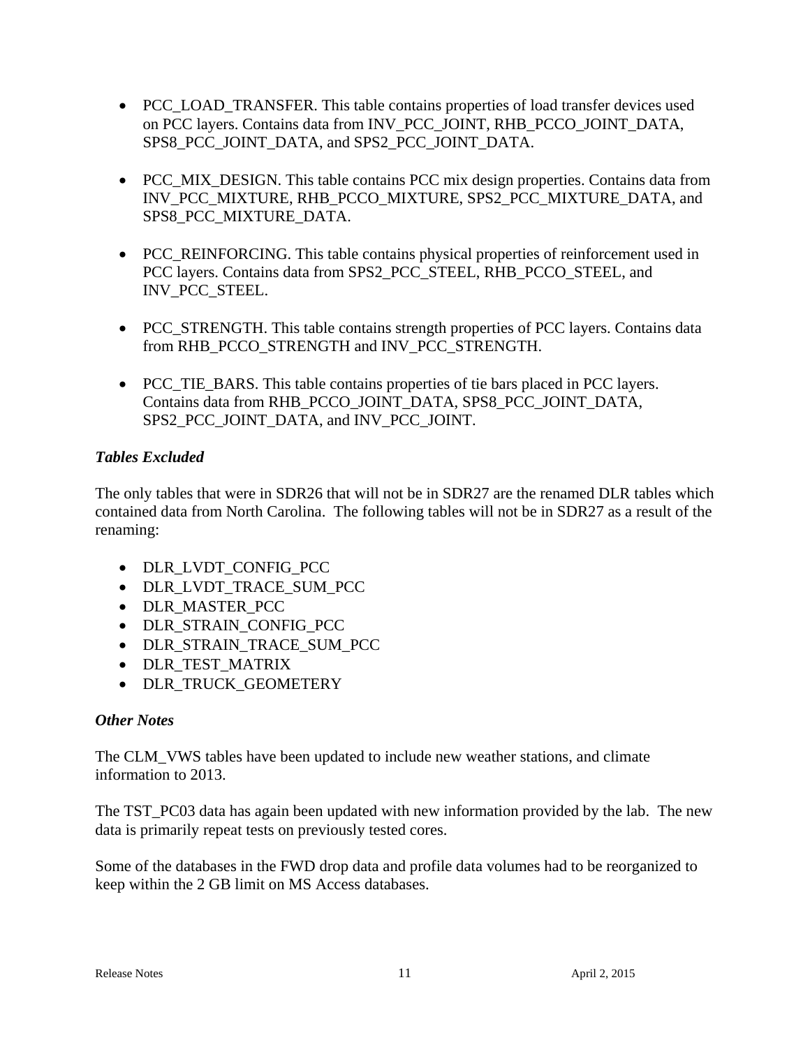- PCC_LOAD_TRANSFER. This table contains properties of load transfer devices used on PCC layers. Contains data from INV_PCC_JOINT, RHB_PCCO_JOINT_DATA, SPS8_PCC_JOINT_DATA, and SPS2_PCC_JOINT_DATA.

- PCC_MIX_DESIGN. This table contains PCC mix design properties. Contains data from INV_PCC_MIXTURE, RHB_PCCO_MIXTURE, SPS2_PCC_MIXTURE_DATA, and SPS8_PCC_MIXTURE_DATA.

- PCC_REINFORCING. This table contains physical properties of reinforcement used in PCC layers. Contains data from SPS2_PCC_STEEL, RHB_PCCO_STEEL, and INV_PCC_STEEL.

- PCC_STRENGTH. This table contains strength properties of PCC layers. Contains data from RHB_PCCO_STRENGTH and INV_PCC_STRENGTH.

- PCC_TIE_BARS. This table contains properties of tie bars placed in PCC layers. Contains data from RHB_PCCO_JOINT_DATA, SPS8_PCC_JOINT_DATA, SPS2_PCC_JOINT_DATA, and INV_PCC_JOINT.

### *Tables Excluded*

The only tables that were in SDR26 that will not be in SDR27 are the renamed DLR tables which contained data from North Carolina. The following tables will not be in SDR27 as a result of the renaming:

- DLR_LVDT_CONFIG_PCC
- DLR_LVDT_TRACE_SUM_PCC
- DLR_MASTER_PCC
- DLR_STRAIN_CONFIG_PCC
- DLR_STRAIN_TRACE_SUM_PCC
- DLR_TEST_MATRIX
- DLR_TRUCK_GEOMETERY

### *Other Notes*

The CLM_VWS tables have been updated to include new weather stations, and climate information to 2013.

The TST_PC03 data has again been updated with new information provided by the lab. The new data is primarily repeat tests on previously tested cores.

Some of the databases in the FWD drop data and profile data volumes had to be reorganized to keep within the 2 GB limit on MS Access databases.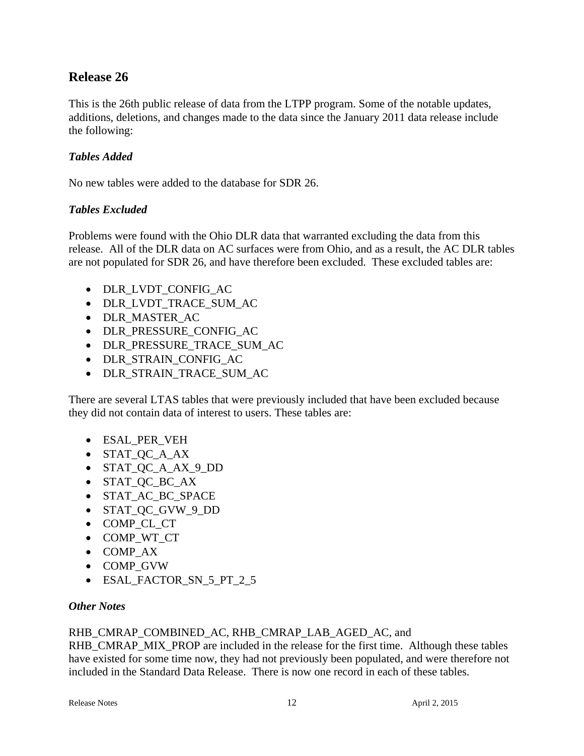## Release 26

This is the 26th public release of data from the LTPP program. Some of the notable updates, additions, deletions, and changes made to the data since the January 2011 data release include the following:

### *Tables Added*

No new tables were added to the database for SDR 26.

### *Tables Excluded*

Problems were found with the Ohio DLR data that warranted excluding the data from this release. All of the DLR data on AC surfaces were from Ohio, and as a result, the AC DLR tables are not populated for SDR 26, and have therefore been excluded. These excluded tables are:

- DLR_LVDT_CONFIG_AC
- DLR_LVDT_TRACE_SUM_AC
- DLR_MASTER_AC
- DLR_PRESSURE_CONFIG_AC
- DLR_PRESSURE_TRACE_SUM_AC
- DLR_STRAIN_CONFIG_AC
- DLR_STRAIN_TRACE_SUM_AC

There are several LTAS tables that were previously included that have been excluded because they did not contain data of interest to users. These tables are:

- ESAL_PER_VEH
- STAT_QC_A_AX
- STAT_QC_A_AX_9_DD
- STAT_QC_BC_AX
- STAT_AC_BC_SPACE
- STAT_QC_GVW_9_DD
- COMP_CL_CT
- COMP_WT_CT
- COMP_AX
- COMP_GVW
- ESAL_FACTOR_SN_5_PT_2_5

### *Other Notes*

RHB_CMRAP_COMBINED_AC, RHB_CMRAP_LAB_AGED_AC, and RHB_CMRAP_MIX_PROP are included in the release for the first time. Although these tables have existed for some time now, they had not previously been populated, and were therefore not included in the Standard Data Release. There is now one record in each of these tables.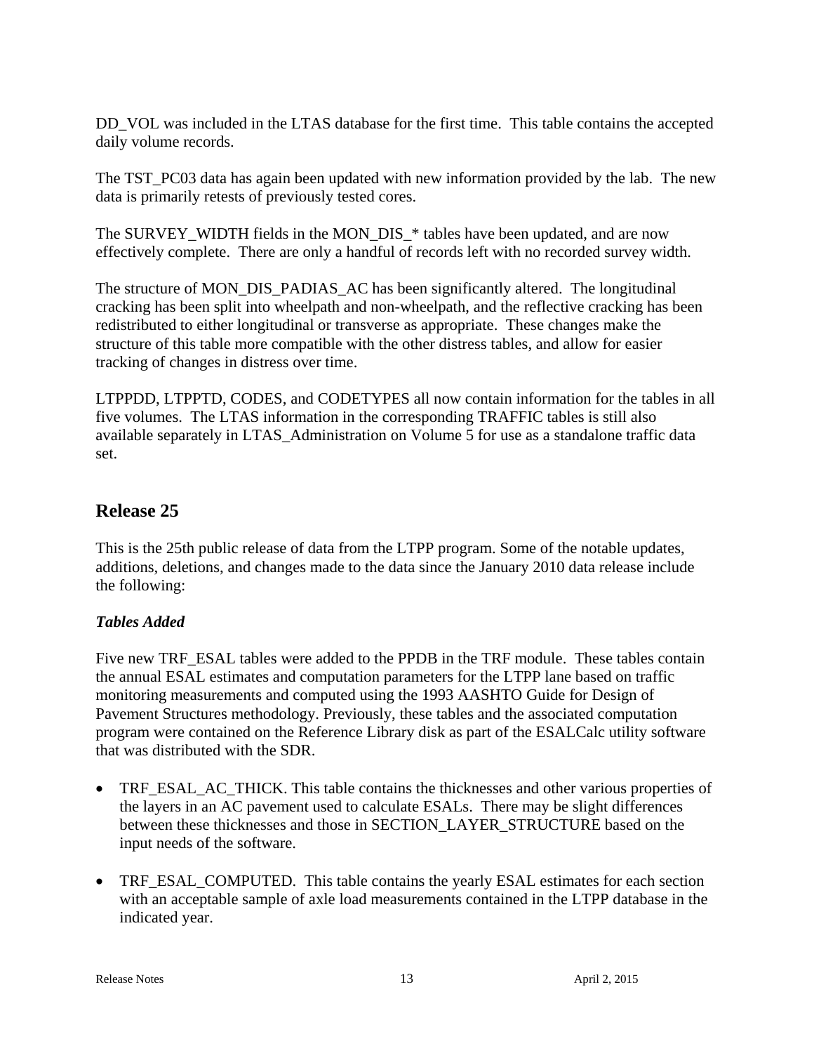DD_VOL was included in the LTAS database for the first time. This table contains the accepted daily volume records.

The TST_PC03 data has again been updated with new information provided by the lab. The new data is primarily retests of previously tested cores.

The SURVEY_WIDTH fields in the MON_DIS_* tables have been updated, and are now effectively complete. There are only a handful of records left with no recorded survey width.

The structure of MON_DIS_PADIAS_AC has been significantly altered. The longitudinal cracking has been split into wheelpath and non-wheelpath, and the reflective cracking has been redistributed to either longitudinal or transverse as appropriate. These changes make the structure of this table more compatible with the other distress tables, and allow for easier tracking of changes in distress over time.

LTPPDD, LTPPTD, CODES, and CODETYPES all now contain information for the tables in all five volumes. The LTAS information in the corresponding TRAFFIC tables is still also available separately in LTAS_Administration on Volume 5 for use as a standalone traffic data set.

## Release 25

This is the 25th public release of data from the LTPP program. Some of the notable updates, additions, deletions, and changes made to the data since the January 2010 data release include the following:

### *Tables Added*

Five new TRF_ESAL tables were added to the PPDB in the TRF module. These tables contain the annual ESAL estimates and computation parameters for the LTPP lane based on traffic monitoring measurements and computed using the 1993 AASHTO Guide for Design of Pavement Structures methodology. Previously, these tables and the associated computation program were contained on the Reference Library disk as part of the ESALCalc utility software that was distributed with the SDR.

- TRF_ESAL_AC_THICK. This table contains the thicknesses and other various properties of the layers in an AC pavement used to calculate ESALs. There may be slight differences between these thicknesses and those in SECTION_LAYER_STRUCTURE based on the input needs of the software.

- TRF_ESAL_COMPUTED. This table contains the yearly ESAL estimates for each section with an acceptable sample of axle load measurements contained in the LTPP database in the indicated year.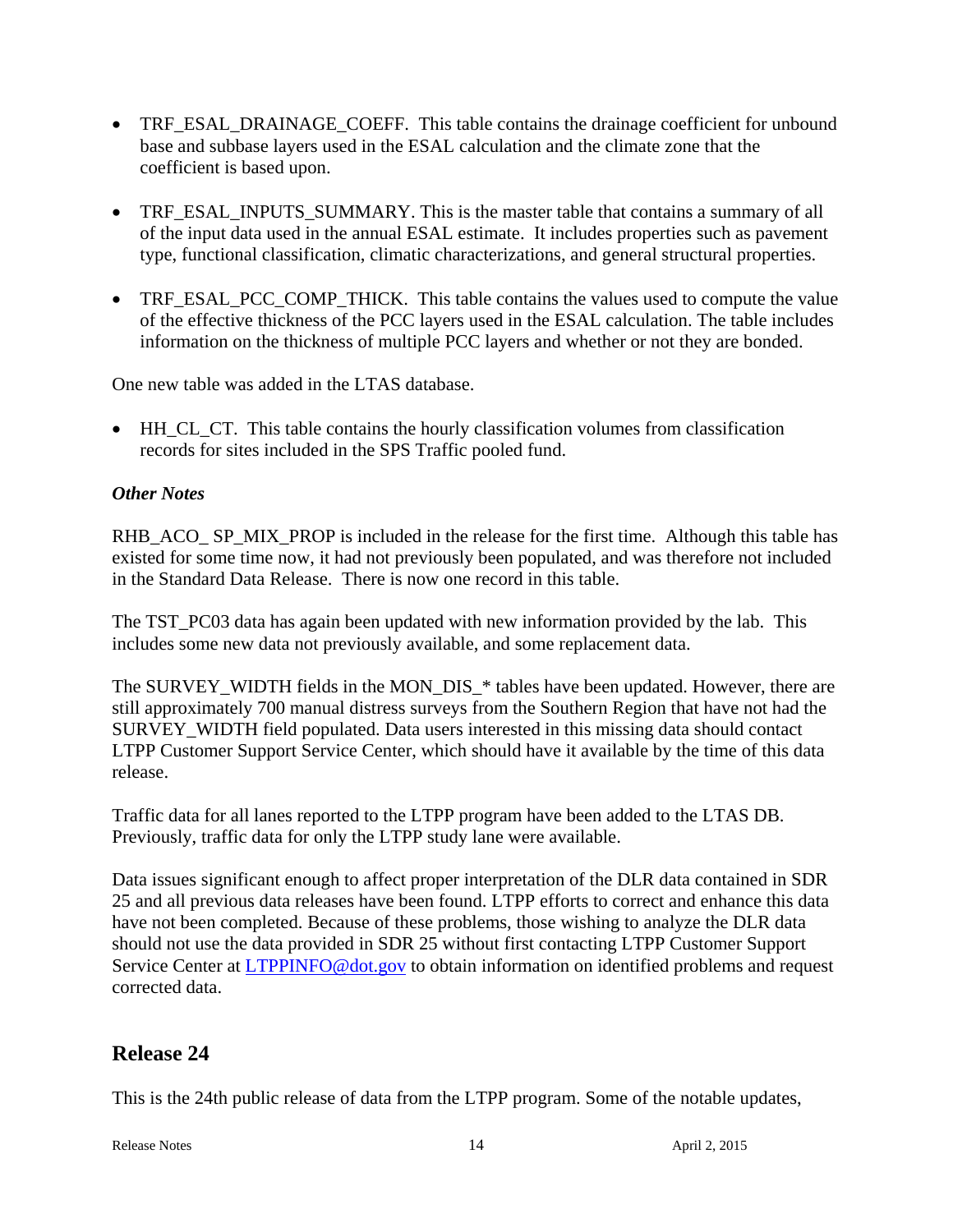- TRF_ESAL_DRAINAGE_COEFF. This table contains the drainage coefficient for unbound base and subbase layers used in the ESAL calculation and the climate zone that the coefficient is based upon.

- TRF_ESAL_INPUTS_SUMMARY. This is the master table that contains a summary of all of the input data used in the annual ESAL estimate. It includes properties such as pavement type, functional classification, climatic characterizations, and general structural properties.

- TRF_ESAL_PCC_COMP_THICK. This table contains the values used to compute the value of the effective thickness of the PCC layers used in the ESAL calculation. The table includes information on the thickness of multiple PCC layers and whether or not they are bonded.

One new table was added in the LTAS database.

- HH_CL_CT. This table contains the hourly classification volumes from classification records for sites included in the SPS Traffic pooled fund.

***Other Notes***

RHB_ACO_ SP_MIX_PROP is included in the release for the first time. Although this table has existed for some time now, it had not previously been populated, and was therefore not included in the Standard Data Release. There is now one record in this table.

The TST_PC03 data has again been updated with new information provided by the lab. This includes some new data not previously available, and some replacement data.

The SURVEY_WIDTH fields in the MON_DIS_* tables have been updated. However, there are still approximately 700 manual distress surveys from the Southern Region that have not had the SURVEY_WIDTH field populated. Data users interested in this missing data should contact LTPP Customer Support Service Center, which should have it available by the time of this data release.

Traffic data for all lanes reported to the LTPP program have been added to the LTAS DB. Previously, traffic data for only the LTPP study lane were available.

Data issues significant enough to affect proper interpretation of the DLR data contained in SDR 25 and all previous data releases have been found. LTPP efforts to correct and enhance this data have not been completed. Because of these problems, those wishing to analyze the DLR data should not use the data provided in SDR 25 without first contacting LTPP Customer Support Service Center at LTPPINFO@dot.gov to obtain information on identified problems and request corrected data.

## Release 24

This is the 24th public release of data from the LTPP program. Some of the notable updates,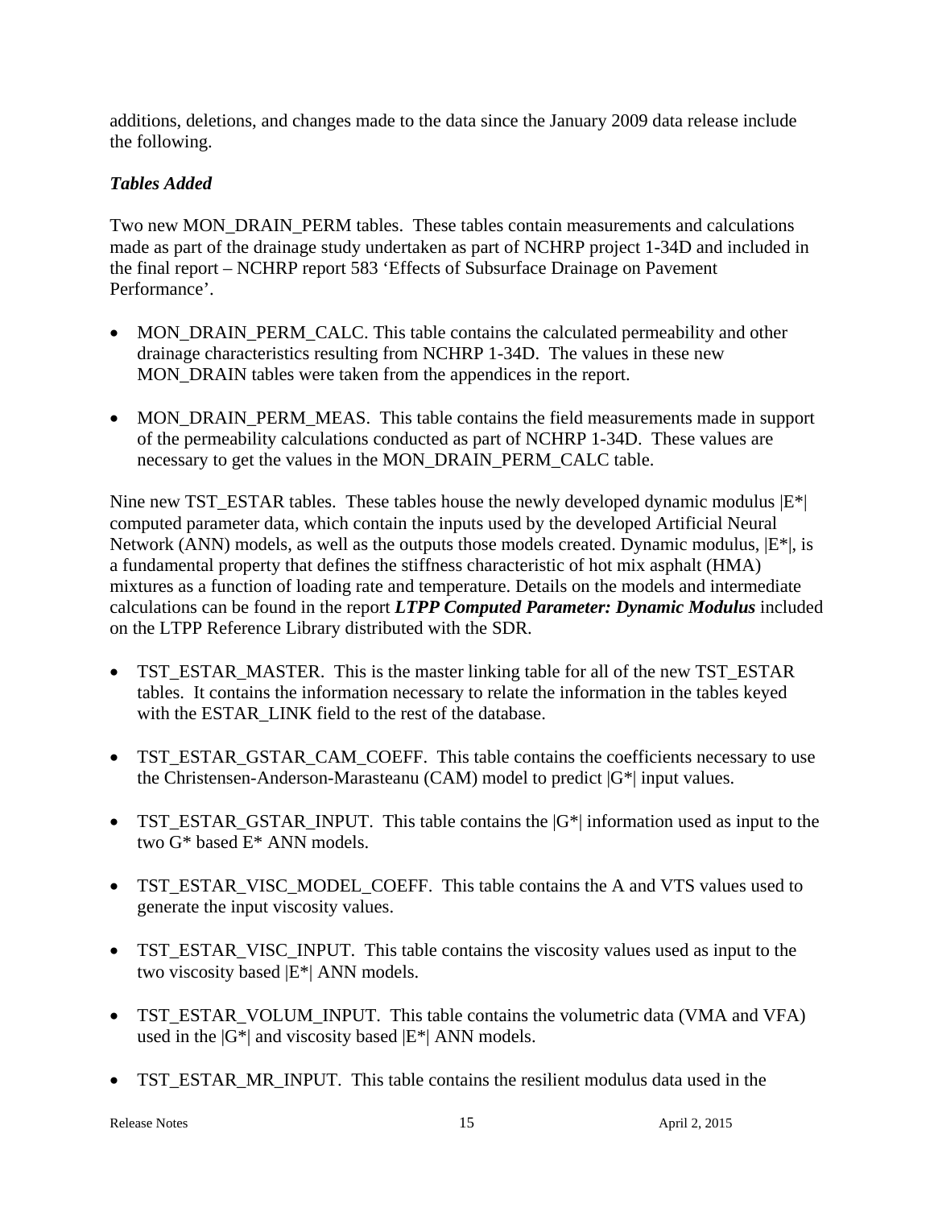additions, deletions, and changes made to the data since the January 2009 data release include the following.

### *Tables Added*

Two new MON_DRAIN_PERM tables. These tables contain measurements and calculations made as part of the drainage study undertaken as part of NCHRP project 1-34D and included in the final report – NCHRP report 583 'Effects of Subsurface Drainage on Pavement Performance'.

- MON_DRAIN_PERM_CALC. This table contains the calculated permeability and other drainage characteristics resulting from NCHRP 1-34D. The values in these new MON_DRAIN tables were taken from the appendices in the report.

- MON_DRAIN_PERM_MEAS. This table contains the field measurements made in support of the permeability calculations conducted as part of NCHRP 1-34D. These values are necessary to get the values in the MON_DRAIN_PERM_CALC table.

Nine new TST_ESTAR tables. These tables house the newly developed dynamic modulus |E*| computed parameter data, which contain the inputs used by the developed Artificial Neural Network (ANN) models, as well as the outputs those models created. Dynamic modulus, |E*|, is a fundamental property that defines the stiffness characteristic of hot mix asphalt (HMA) mixtures as a function of loading rate and temperature. Details on the models and intermediate calculations can be found in the report ***LTPP Computed Parameter: Dynamic Modulus*** included on the LTPP Reference Library distributed with the SDR.

- TST_ESTAR_MASTER. This is the master linking table for all of the new TST_ESTAR tables. It contains the information necessary to relate the information in the tables keyed with the ESTAR_LINK field to the rest of the database.

- TST_ESTAR_GSTAR_CAM_COEFF. This table contains the coefficients necessary to use the Christensen-Anderson-Marasteanu (CAM) model to predict |G*| input values.

- TST_ESTAR_GSTAR_INPUT. This table contains the |G*| information used as input to the two G* based E* ANN models.

- TST_ESTAR_VISC_MODEL_COEFF. This table contains the A and VTS values used to generate the input viscosity values.

- TST_ESTAR_VISC_INPUT. This table contains the viscosity values used as input to the two viscosity based |E*| ANN models.

- TST_ESTAR_VOLUM_INPUT. This table contains the volumetric data (VMA and VFA) used in the |G*| and viscosity based |E*| ANN models.

- TST_ESTAR_MR_INPUT. This table contains the resilient modulus data used in the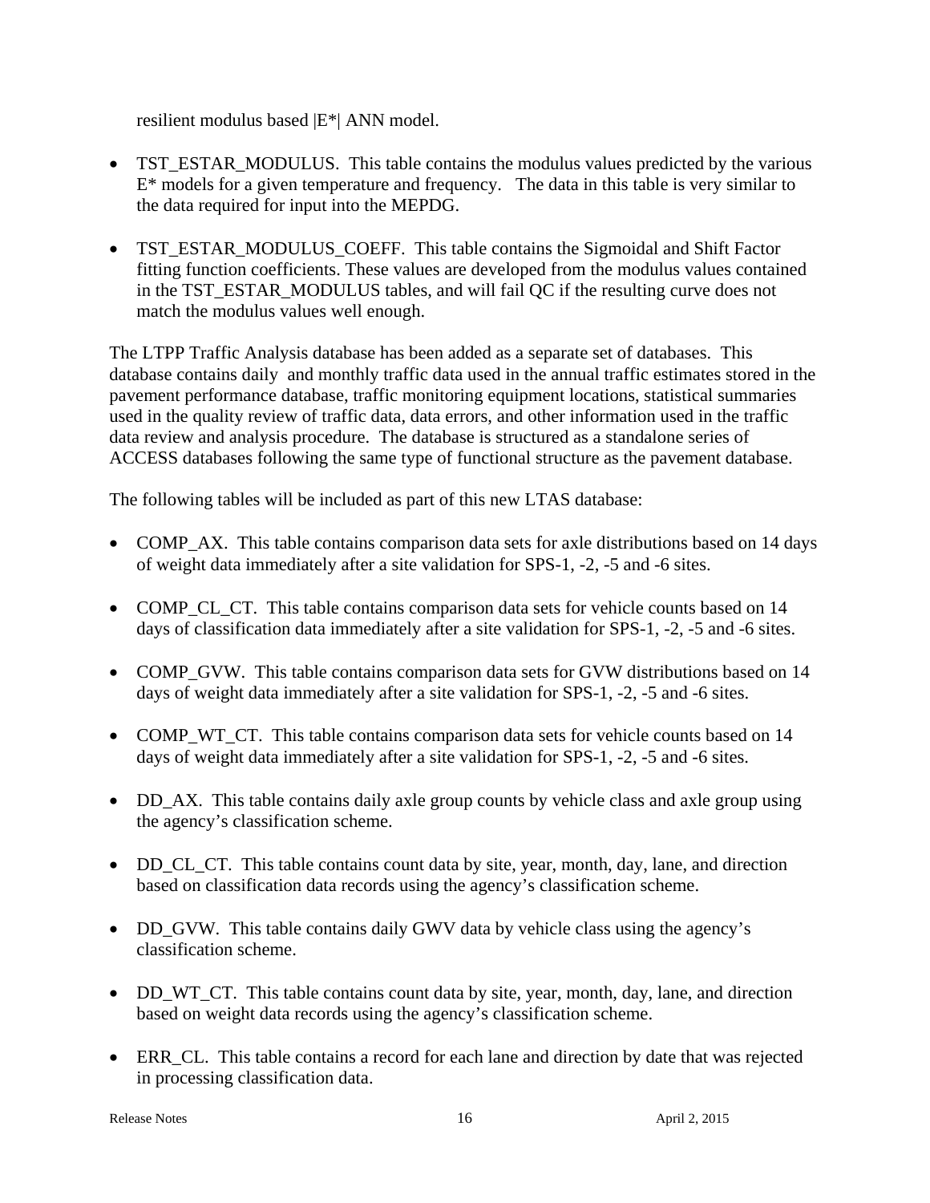resilient modulus based |E*| ANN model.

- TST_ESTAR_MODULUS. This table contains the modulus values predicted by the various E* models for a given temperature and frequency. The data in this table is very similar to the data required for input into the MEPDG.

- TST_ESTAR_MODULUS_COEFF. This table contains the Sigmoidal and Shift Factor fitting function coefficients. These values are developed from the modulus values contained in the TST_ESTAR_MODULUS tables, and will fail QC if the resulting curve does not match the modulus values well enough.

The LTPP Traffic Analysis database has been added as a separate set of databases. This database contains daily and monthly traffic data used in the annual traffic estimates stored in the pavement performance database, traffic monitoring equipment locations, statistical summaries used in the quality review of traffic data, data errors, and other information used in the traffic data review and analysis procedure. The database is structured as a standalone series of ACCESS databases following the same type of functional structure as the pavement database.

The following tables will be included as part of this new LTAS database:

- COMP_AX. This table contains comparison data sets for axle distributions based on 14 days of weight data immediately after a site validation for SPS-1, -2, -5 and -6 sites.

- COMP_CL_CT. This table contains comparison data sets for vehicle counts based on 14 days of classification data immediately after a site validation for SPS-1, -2, -5 and -6 sites.

- COMP_GVW. This table contains comparison data sets for GVW distributions based on 14 days of weight data immediately after a site validation for SPS-1, -2, -5 and -6 sites.

- COMP_WT_CT. This table contains comparison data sets for vehicle counts based on 14 days of weight data immediately after a site validation for SPS-1, -2, -5 and -6 sites.

- DD_AX. This table contains daily axle group counts by vehicle class and axle group using the agency's classification scheme.

- DD_CL_CT. This table contains count data by site, year, month, day, lane, and direction based on classification data records using the agency's classification scheme.

- DD_GVW. This table contains daily GWV data by vehicle class using the agency's classification scheme.

- DD_WT_CT. This table contains count data by site, year, month, day, lane, and direction based on weight data records using the agency's classification scheme.

- ERR_CL. This table contains a record for each lane and direction by date that was rejected in processing classification data.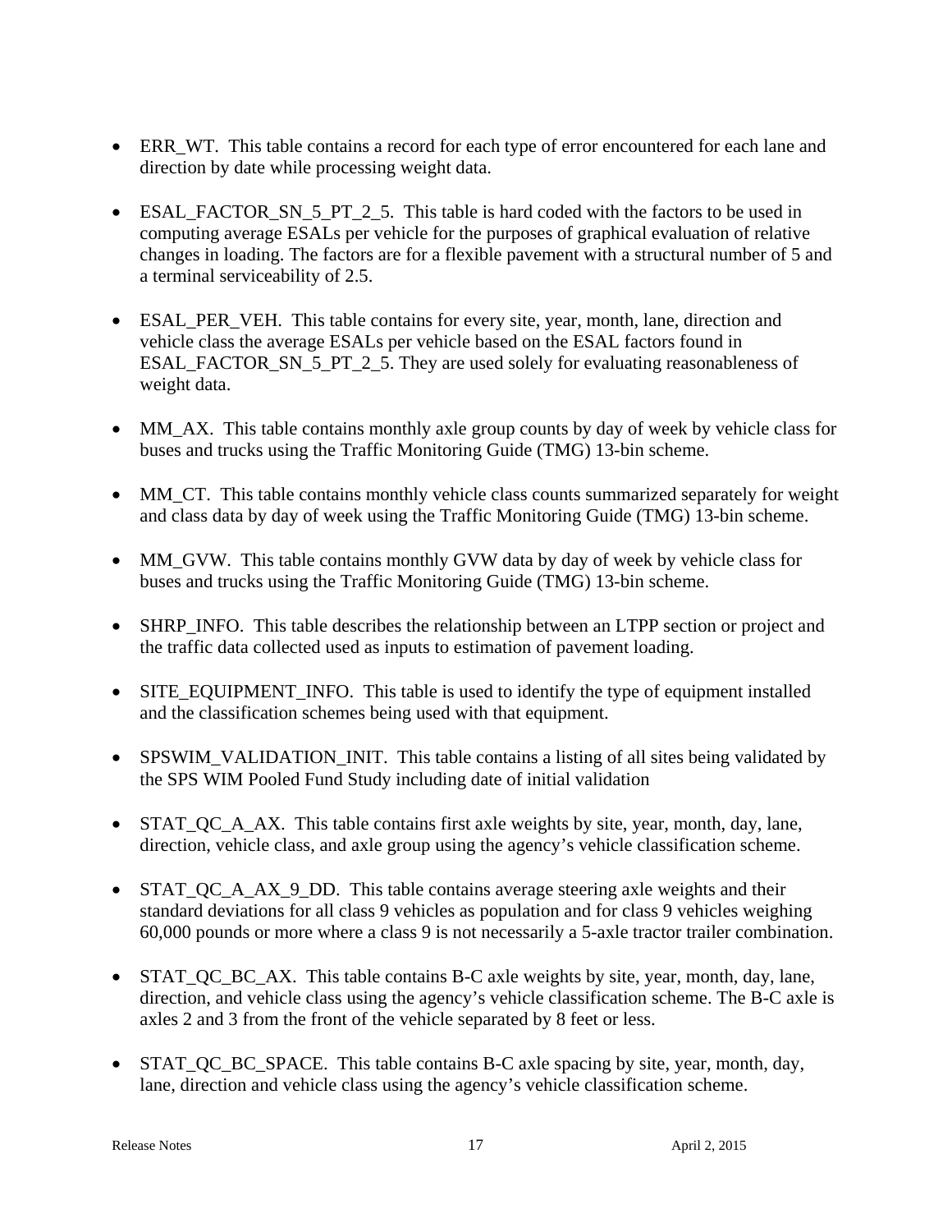- ERR_WT. This table contains a record for each type of error encountered for each lane and direction by date while processing weight data.

- ESAL_FACTOR_SN_5_PT_2_5. This table is hard coded with the factors to be used in computing average ESALs per vehicle for the purposes of graphical evaluation of relative changes in loading. The factors are for a flexible pavement with a structural number of 5 and a terminal serviceability of 2.5.

- ESAL_PER_VEH. This table contains for every site, year, month, lane, direction and vehicle class the average ESALs per vehicle based on the ESAL factors found in ESAL_FACTOR_SN_5_PT_2_5. They are used solely for evaluating reasonableness of weight data.

- MM_AX. This table contains monthly axle group counts by day of week by vehicle class for buses and trucks using the Traffic Monitoring Guide (TMG) 13-bin scheme.

- MM_CT. This table contains monthly vehicle class counts summarized separately for weight and class data by day of week using the Traffic Monitoring Guide (TMG) 13-bin scheme.

- MM_GVW. This table contains monthly GVW data by day of week by vehicle class for buses and trucks using the Traffic Monitoring Guide (TMG) 13-bin scheme.

- SHRP_INFO. This table describes the relationship between an LTPP section or project and the traffic data collected used as inputs to estimation of pavement loading.

- SITE_EQUIPMENT_INFO. This table is used to identify the type of equipment installed and the classification schemes being used with that equipment.

- SPSWIM_VALIDATION_INIT. This table contains a listing of all sites being validated by the SPS WIM Pooled Fund Study including date of initial validation

- STAT_QC_A_AX. This table contains first axle weights by site, year, month, day, lane, direction, vehicle class, and axle group using the agency's vehicle classification scheme.

- STAT_QC_A_AX_9_DD. This table contains average steering axle weights and their standard deviations for all class 9 vehicles as population and for class 9 vehicles weighing 60,000 pounds or more where a class 9 is not necessarily a 5-axle tractor trailer combination.

- STAT_QC_BC_AX. This table contains B-C axle weights by site, year, month, day, lane, direction, and vehicle class using the agency's vehicle classification scheme. The B-C axle is axles 2 and 3 from the front of the vehicle separated by 8 feet or less.

- STAT_QC_BC_SPACE. This table contains B-C axle spacing by site, year, month, day, lane, direction and vehicle class using the agency's vehicle classification scheme.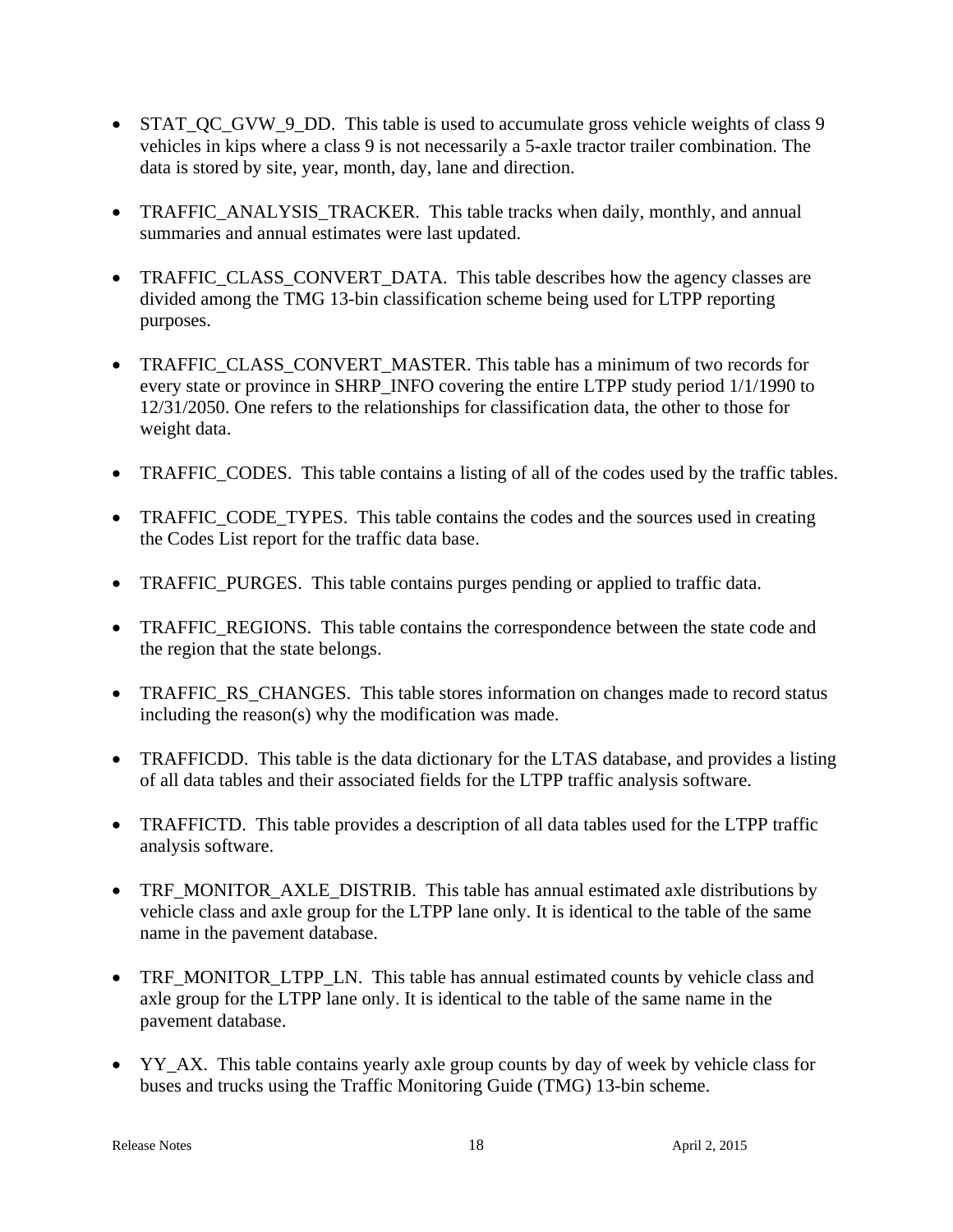- STAT_QC_GVW_9_DD.  This table is used to accumulate gross vehicle weights of class 9 vehicles in kips where a class 9 is not necessarily a 5-axle tractor trailer combination. The data is stored by site, year, month, day, lane and direction.

- TRAFFIC_ANALYSIS_TRACKER.  This table tracks when daily, monthly, and annual summaries and annual estimates were last updated.

- TRAFFIC_CLASS_CONVERT_DATA.  This table describes how the agency classes are divided among the TMG 13-bin classification scheme being used for LTPP reporting purposes.

- TRAFFIC_CLASS_CONVERT_MASTER. This table has a minimum of two records for every state or province in SHRP_INFO covering the entire LTPP study period 1/1/1990 to 12/31/2050. One refers to the relationships for classification data, the other to those for weight data.

- TRAFFIC_CODES.  This table contains a listing of all of the codes used by the traffic tables.

- TRAFFIC_CODE_TYPES.  This table contains the codes and the sources used in creating the Codes List report for the traffic data base.

- TRAFFIC_PURGES.  This table contains purges pending or applied to traffic data.

- TRAFFIC_REGIONS.  This table contains the correspondence between the state code and the region that the state belongs.

- TRAFFIC_RS_CHANGES.  This table stores information on changes made to record status including the reason(s) why the modification was made.

- TRAFFICDD.  This table is the data dictionary for the LTAS database, and provides a listing of all data tables and their associated fields for the LTPP traffic analysis software.

- TRAFFICTD.  This table provides a description of all data tables used for the LTPP traffic analysis software.

- TRF_MONITOR_AXLE_DISTRIB.  This table has annual estimated axle distributions by vehicle class and axle group for the LTPP lane only. It is identical to the table of the same name in the pavement database.

- TRF_MONITOR_LTPP_LN.  This table has annual estimated counts by vehicle class and axle group for the LTPP lane only. It is identical to the table of the same name in the pavement database.

- YY_AX.  This table contains yearly axle group counts by day of week by vehicle class for buses and trucks using the Traffic Monitoring Guide (TMG) 13-bin scheme.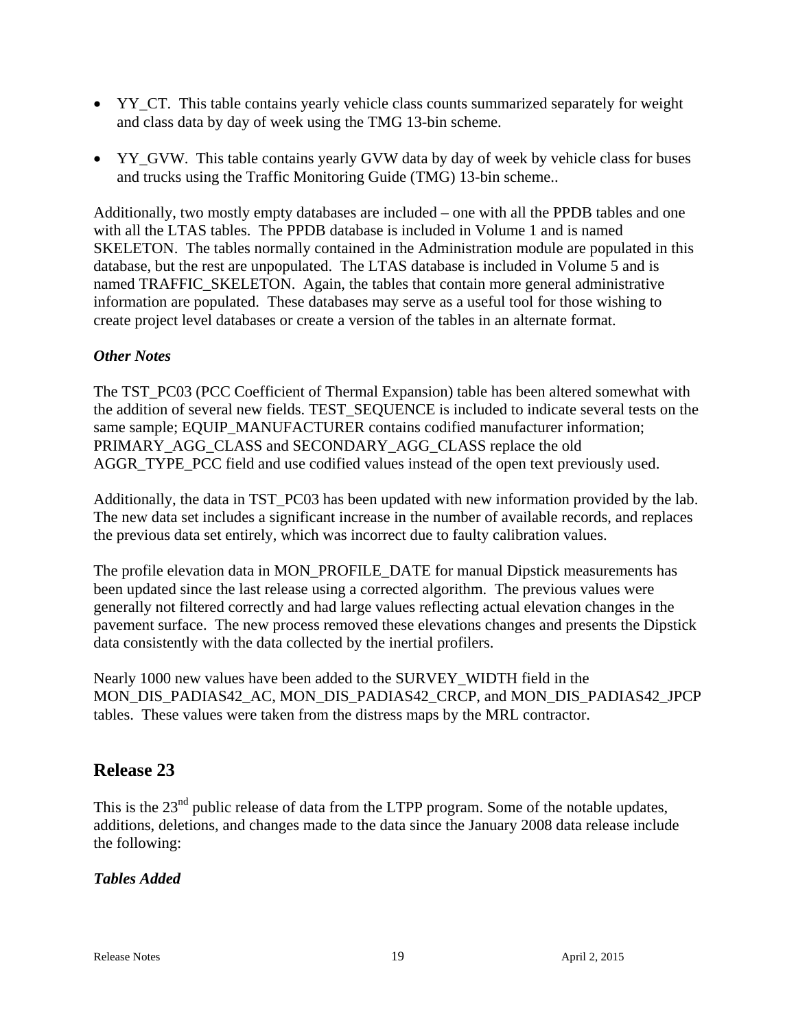- YY_CT. This table contains yearly vehicle class counts summarized separately for weight and class data by day of week using the TMG 13-bin scheme.

- YY_GVW. This table contains yearly GVW data by day of week by vehicle class for buses and trucks using the Traffic Monitoring Guide (TMG) 13-bin scheme..

Additionally, two mostly empty databases are included – one with all the PPDB tables and one with all the LTAS tables. The PPDB database is included in Volume 1 and is named SKELETON. The tables normally contained in the Administration module are populated in this database, but the rest are unpopulated. The LTAS database is included in Volume 5 and is named TRAFFIC_SKELETON. Again, the tables that contain more general administrative information are populated. These databases may serve as a useful tool for those wishing to create project level databases or create a version of the tables in an alternate format.

### *Other Notes*

The TST_PC03 (PCC Coefficient of Thermal Expansion) table has been altered somewhat with the addition of several new fields. TEST_SEQUENCE is included to indicate several tests on the same sample; EQUIP_MANUFACTURER contains codified manufacturer information; PRIMARY_AGG_CLASS and SECONDARY_AGG_CLASS replace the old AGGR_TYPE_PCC field and use codified values instead of the open text previously used.

Additionally, the data in TST_PC03 has been updated with new information provided by the lab. The new data set includes a significant increase in the number of available records, and replaces the previous data set entirely, which was incorrect due to faulty calibration values.

The profile elevation data in MON_PROFILE_DATE for manual Dipstick measurements has been updated since the last release using a corrected algorithm. The previous values were generally not filtered correctly and had large values reflecting actual elevation changes in the pavement surface. The new process removed these elevations changes and presents the Dipstick data consistently with the data collected by the inertial profilers.

Nearly 1000 new values have been added to the SURVEY_WIDTH field in the MON_DIS_PADIAS42_AC, MON_DIS_PADIAS42_CRCP, and MON_DIS_PADIAS42_JPCP tables. These values were taken from the distress maps by the MRL contractor.

## Release 23

This is the 23rd public release of data from the LTPP program. Some of the notable updates, additions, deletions, and changes made to the data since the January 2008 data release include the following:

### *Tables Added*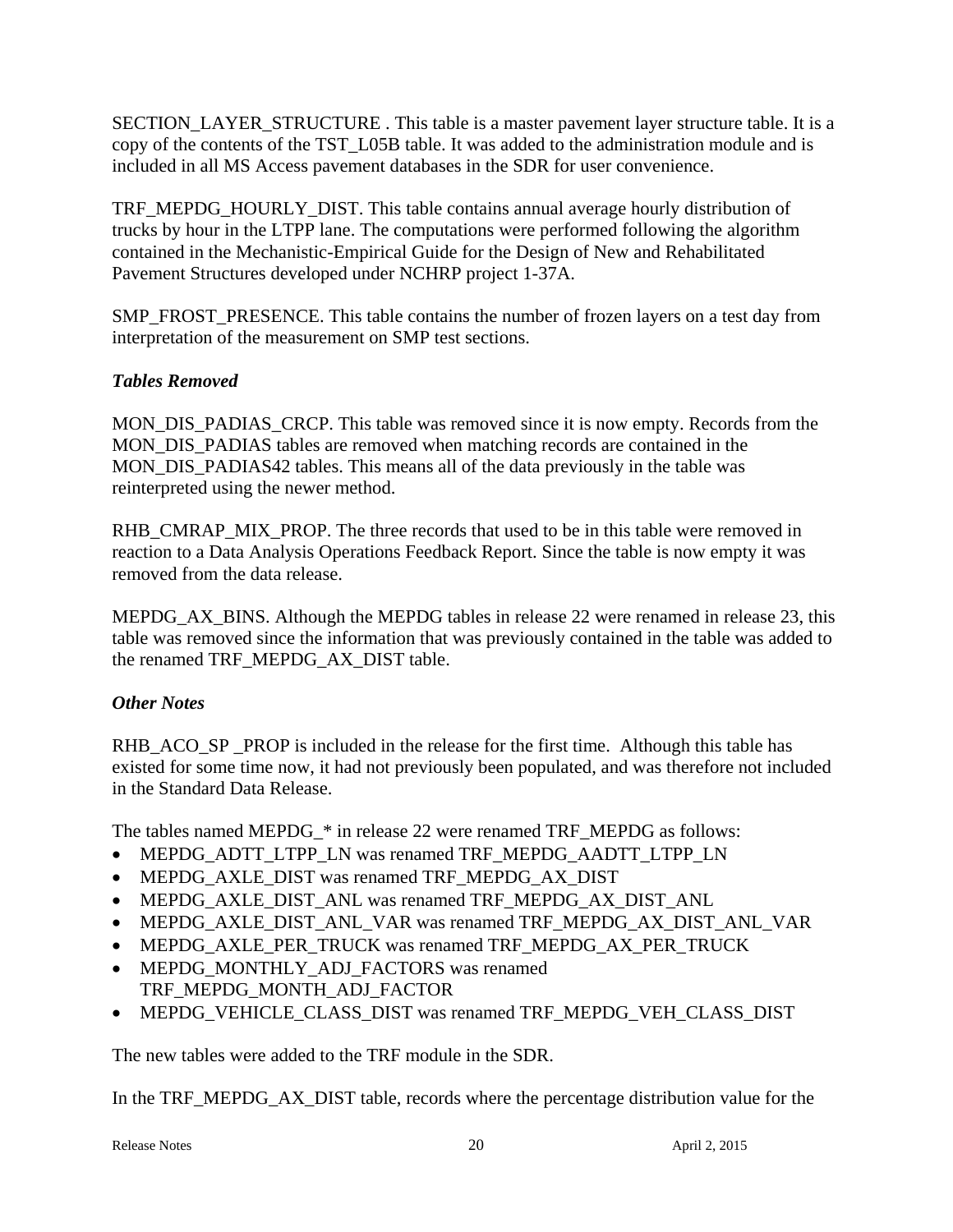SECTION_LAYER_STRUCTURE . This table is a master pavement layer structure table. It is a copy of the contents of the TST_L05B table. It was added to the administration module and is included in all MS Access pavement databases in the SDR for user convenience.

TRF_MEPDG_HOURLY_DIST. This table contains annual average hourly distribution of trucks by hour in the LTPP lane. The computations were performed following the algorithm contained in the Mechanistic-Empirical Guide for the Design of New and Rehabilitated Pavement Structures developed under NCHRP project 1-37A.

SMP_FROST_PRESENCE. This table contains the number of frozen layers on a test day from interpretation of the measurement on SMP test sections.

### *Tables Removed*

MON_DIS_PADIAS_CRCP. This table was removed since it is now empty. Records from the MON_DIS_PADIAS tables are removed when matching records are contained in the MON_DIS_PADIAS42 tables. This means all of the data previously in the table was reinterpreted using the newer method.

RHB_CMRAP_MIX_PROP. The three records that used to be in this table were removed in reaction to a Data Analysis Operations Feedback Report. Since the table is now empty it was removed from the data release.

MEPDG_AX_BINS. Although the MEPDG tables in release 22 were renamed in release 23, this table was removed since the information that was previously contained in the table was added to the renamed TRF_MEPDG_AX_DIST table.

### *Other Notes*

RHB_ACO_SP _PROP is included in the release for the first time. Although this table has existed for some time now, it had not previously been populated, and was therefore not included in the Standard Data Release.

The tables named MEPDG_* in release 22 were renamed TRF_MEPDG as follows:

- MEPDG_ADTT_LTPP_LN was renamed TRF_MEPDG_AADTT_LTPP_LN
- MEPDG_AXLE_DIST was renamed TRF_MEPDG_AX_DIST
- MEPDG_AXLE_DIST_ANL was renamed TRF_MEPDG_AX_DIST_ANL
- MEPDG_AXLE_DIST_ANL_VAR was renamed TRF_MEPDG_AX_DIST_ANL_VAR
- MEPDG_AXLE_PER_TRUCK was renamed TRF_MEPDG_AX_PER_TRUCK
- MEPDG_MONTHLY_ADJ_FACTORS was renamed TRF_MEPDG_MONTH_ADJ_FACTOR
- MEPDG_VEHICLE_CLASS_DIST was renamed TRF_MEPDG_VEH_CLASS_DIST

The new tables were added to the TRF module in the SDR.

In the TRF_MEPDG_AX_DIST table, records where the percentage distribution value for the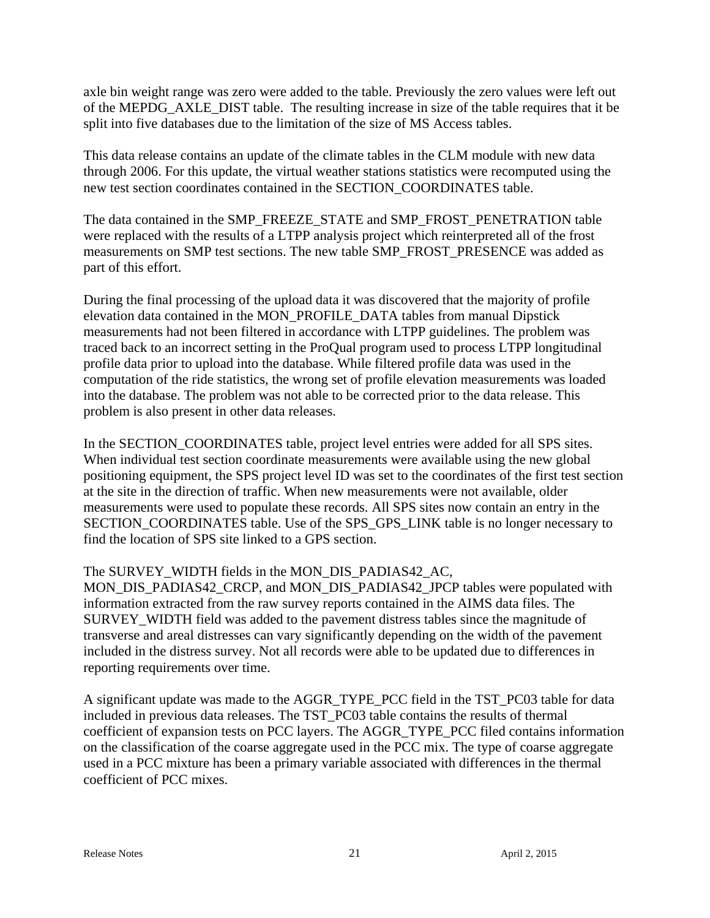axle bin weight range was zero were added to the table. Previously the zero values were left out of the MEPDG_AXLE_DIST table. The resulting increase in size of the table requires that it be split into five databases due to the limitation of the size of MS Access tables.

This data release contains an update of the climate tables in the CLM module with new data through 2006. For this update, the virtual weather stations statistics were recomputed using the new test section coordinates contained in the SECTION_COORDINATES table.

The data contained in the SMP_FREEZE_STATE and SMP_FROST_PENETRATION table were replaced with the results of a LTPP analysis project which reinterpreted all of the frost measurements on SMP test sections. The new table SMP_FROST_PRESENCE was added as part of this effort.

During the final processing of the upload data it was discovered that the majority of profile elevation data contained in the MON_PROFILE_DATA tables from manual Dipstick measurements had not been filtered in accordance with LTPP guidelines. The problem was traced back to an incorrect setting in the ProQual program used to process LTPP longitudinal profile data prior to upload into the database. While filtered profile data was used in the computation of the ride statistics, the wrong set of profile elevation measurements was loaded into the database. The problem was not able to be corrected prior to the data release. This problem is also present in other data releases.

In the SECTION_COORDINATES table, project level entries were added for all SPS sites. When individual test section coordinate measurements were available using the new global positioning equipment, the SPS project level ID was set to the coordinates of the first test section at the site in the direction of traffic. When new measurements were not available, older measurements were used to populate these records. All SPS sites now contain an entry in the SECTION_COORDINATES table. Use of the SPS_GPS_LINK table is no longer necessary to find the location of SPS site linked to a GPS section.

The SURVEY_WIDTH fields in the MON_DIS_PADIAS42_AC, MON_DIS_PADIAS42_CRCP, and MON_DIS_PADIAS42_JPCP tables were populated with information extracted from the raw survey reports contained in the AIMS data files. The SURVEY_WIDTH field was added to the pavement distress tables since the magnitude of transverse and areal distresses can vary significantly depending on the width of the pavement included in the distress survey. Not all records were able to be updated due to differences in reporting requirements over time.

A significant update was made to the AGGR_TYPE_PCC field in the TST_PC03 table for data included in previous data releases. The TST_PC03 table contains the results of thermal coefficient of expansion tests on PCC layers. The AGGR_TYPE_PCC filed contains information on the classification of the coarse aggregate used in the PCC mix. The type of coarse aggregate used in a PCC mixture has been a primary variable associated with differences in the thermal coefficient of PCC mixes.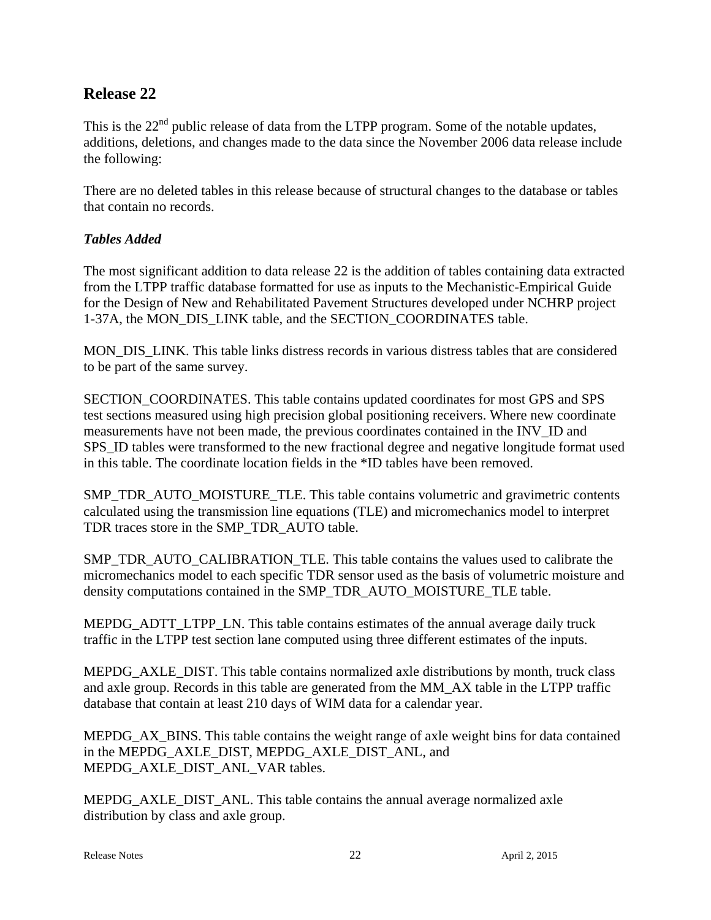## Release 22

This is the 22nd public release of data from the LTPP program. Some of the notable updates, additions, deletions, and changes made to the data since the November 2006 data release include the following:

There are no deleted tables in this release because of structural changes to the database or tables that contain no records.

### *Tables Added*

The most significant addition to data release 22 is the addition of tables containing data extracted from the LTPP traffic database formatted for use as inputs to the Mechanistic-Empirical Guide for the Design of New and Rehabilitated Pavement Structures developed under NCHRP project 1-37A, the MON_DIS_LINK table, and the SECTION_COORDINATES table.

MON_DIS_LINK. This table links distress records in various distress tables that are considered to be part of the same survey.

SECTION_COORDINATES. This table contains updated coordinates for most GPS and SPS test sections measured using high precision global positioning receivers. Where new coordinate measurements have not been made, the previous coordinates contained in the INV_ID and SPS_ID tables were transformed to the new fractional degree and negative longitude format used in this table. The coordinate location fields in the *ID tables have been removed.

SMP_TDR_AUTO_MOISTURE_TLE. This table contains volumetric and gravimetric contents calculated using the transmission line equations (TLE) and micromechanics model to interpret TDR traces store in the SMP_TDR_AUTO table.

SMP_TDR_AUTO_CALIBRATION_TLE. This table contains the values used to calibrate the micromechanics model to each specific TDR sensor used as the basis of volumetric moisture and density computations contained in the SMP_TDR_AUTO_MOISTURE_TLE table.

MEPDG_ADTT_LTPP_LN. This table contains estimates of the annual average daily truck traffic in the LTPP test section lane computed using three different estimates of the inputs.

MEPDG_AXLE_DIST. This table contains normalized axle distributions by month, truck class and axle group. Records in this table are generated from the MM_AX table in the LTPP traffic database that contain at least 210 days of WIM data for a calendar year.

MEPDG_AX_BINS. This table contains the weight range of axle weight bins for data contained in the MEPDG_AXLE_DIST, MEPDG_AXLE_DIST_ANL, and MEPDG_AXLE_DIST_ANL_VAR tables.

MEPDG_AXLE_DIST_ANL. This table contains the annual average normalized axle distribution by class and axle group.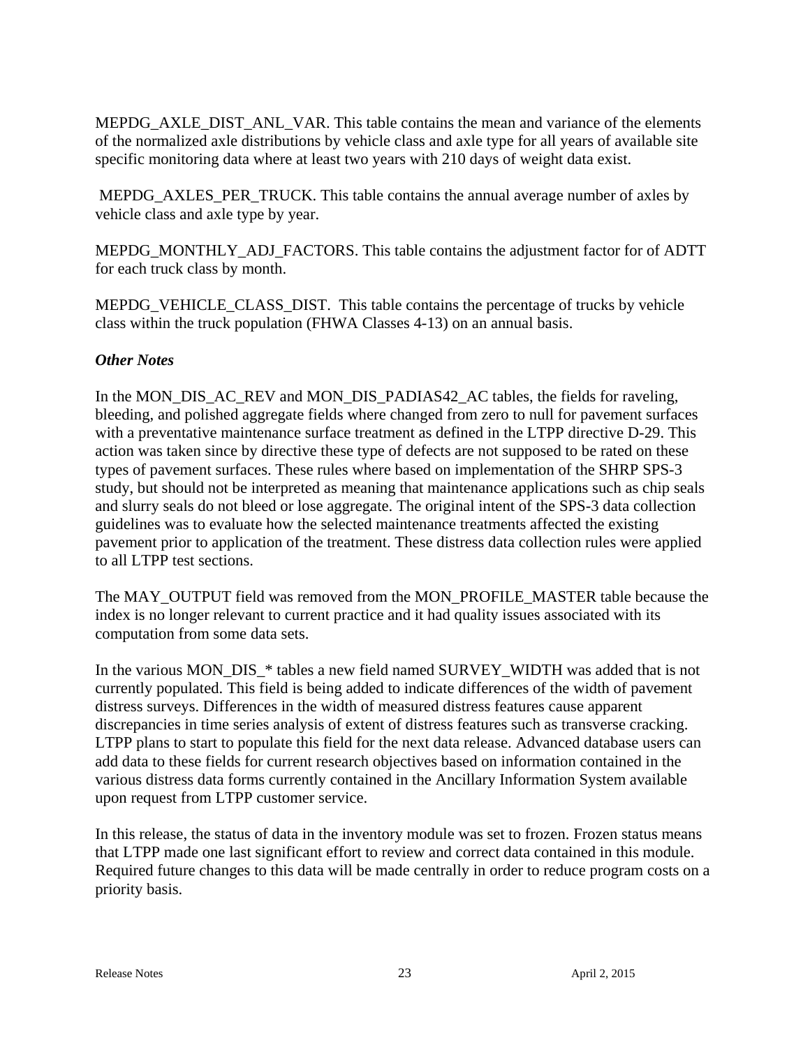MEPDG_AXLE_DIST_ANL_VAR. This table contains the mean and variance of the elements of the normalized axle distributions by vehicle class and axle type for all years of available site specific monitoring data where at least two years with 210 days of weight data exist.

MEPDG_AXLES_PER_TRUCK. This table contains the annual average number of axles by vehicle class and axle type by year.

MEPDG_MONTHLY_ADJ_FACTORS. This table contains the adjustment factor for of ADTT for each truck class by month.

MEPDG_VEHICLE_CLASS_DIST. This table contains the percentage of trucks by vehicle class within the truck population (FHWA Classes 4-13) on an annual basis.

***Other Notes***

In the MON_DIS_AC_REV and MON_DIS_PADIAS42_AC tables, the fields for raveling, bleeding, and polished aggregate fields where changed from zero to null for pavement surfaces with a preventative maintenance surface treatment as defined in the LTPP directive D-29. This action was taken since by directive these type of defects are not supposed to be rated on these types of pavement surfaces. These rules where based on implementation of the SHRP SPS-3 study, but should not be interpreted as meaning that maintenance applications such as chip seals and slurry seals do not bleed or lose aggregate. The original intent of the SPS-3 data collection guidelines was to evaluate how the selected maintenance treatments affected the existing pavement prior to application of the treatment. These distress data collection rules were applied to all LTPP test sections.

The MAY_OUTPUT field was removed from the MON_PROFILE_MASTER table because the index is no longer relevant to current practice and it had quality issues associated with its computation from some data sets.

In the various MON_DIS_* tables a new field named SURVEY_WIDTH was added that is not currently populated. This field is being added to indicate differences of the width of pavement distress surveys. Differences in the width of measured distress features cause apparent discrepancies in time series analysis of extent of distress features such as transverse cracking. LTPP plans to start to populate this field for the next data release. Advanced database users can add data to these fields for current research objectives based on information contained in the various distress data forms currently contained in the Ancillary Information System available upon request from LTPP customer service.

In this release, the status of data in the inventory module was set to frozen. Frozen status means that LTPP made one last significant effort to review and correct data contained in this module. Required future changes to this data will be made centrally in order to reduce program costs on a priority basis.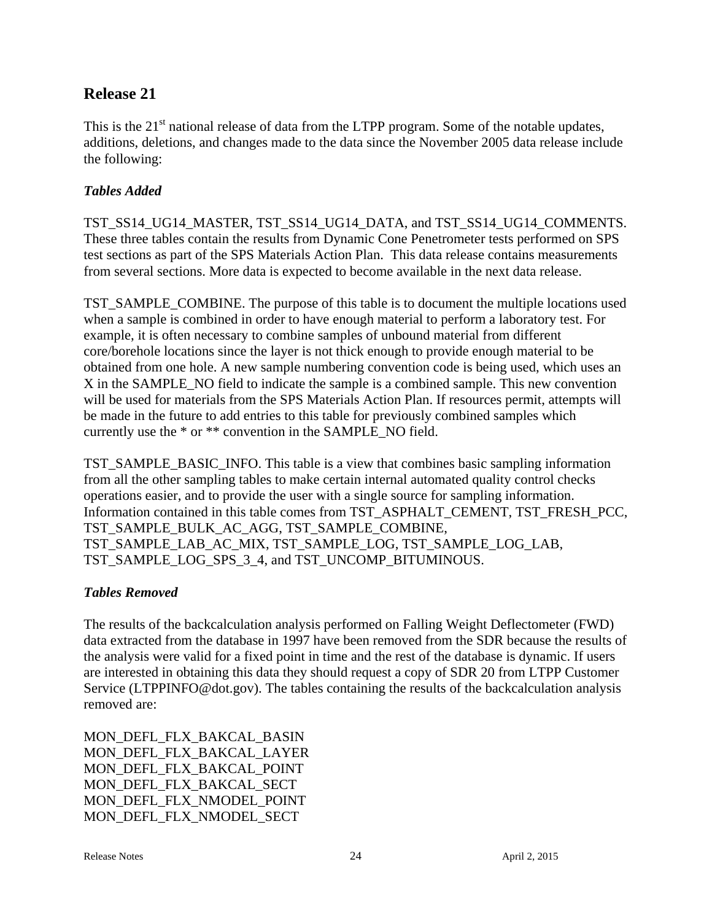## Release 21

This is the 21st national release of data from the LTPP program. Some of the notable updates, additions, deletions, and changes made to the data since the November 2005 data release include the following:

### *Tables Added*

TST_SS14_UG14_MASTER, TST_SS14_UG14_DATA, and TST_SS14_UG14_COMMENTS. These three tables contain the results from Dynamic Cone Penetrometer tests performed on SPS test sections as part of the SPS Materials Action Plan. This data release contains measurements from several sections. More data is expected to become available in the next data release.

TST_SAMPLE_COMBINE. The purpose of this table is to document the multiple locations used when a sample is combined in order to have enough material to perform a laboratory test. For example, it is often necessary to combine samples of unbound material from different core/borehole locations since the layer is not thick enough to provide enough material to be obtained from one hole. A new sample numbering convention code is being used, which uses an X in the SAMPLE_NO field to indicate the sample is a combined sample. This new convention will be used for materials from the SPS Materials Action Plan. If resources permit, attempts will be made in the future to add entries to this table for previously combined samples which currently use the * or ** convention in the SAMPLE_NO field.

TST_SAMPLE_BASIC_INFO. This table is a view that combines basic sampling information from all the other sampling tables to make certain internal automated quality control checks operations easier, and to provide the user with a single source for sampling information. Information contained in this table comes from TST_ASPHALT_CEMENT, TST_FRESH_PCC, TST_SAMPLE_BULK_AC_AGG, TST_SAMPLE_COMBINE, TST_SAMPLE_LAB_AC_MIX, TST_SAMPLE_LOG, TST_SAMPLE_LOG_LAB, TST_SAMPLE_LOG_SPS_3_4, and TST_UNCOMP_BITUMINOUS.

### *Tables Removed*

The results of the backcalculation analysis performed on Falling Weight Deflectometer (FWD) data extracted from the database in 1997 have been removed from the SDR because the results of the analysis were valid for a fixed point in time and the rest of the database is dynamic. If users are interested in obtaining this data they should request a copy of SDR 20 from LTPP Customer Service (LTPPINFO@dot.gov). The tables containing the results of the backcalculation analysis removed are:

MON_DEFL_FLX_BAKCAL_BASIN
MON_DEFL_FLX_BAKCAL_LAYER
MON_DEFL_FLX_BAKCAL_POINT
MON_DEFL_FLX_BAKCAL_SECT
MON_DEFL_FLX_NMODEL_POINT
MON_DEFL_FLX_NMODEL_SECT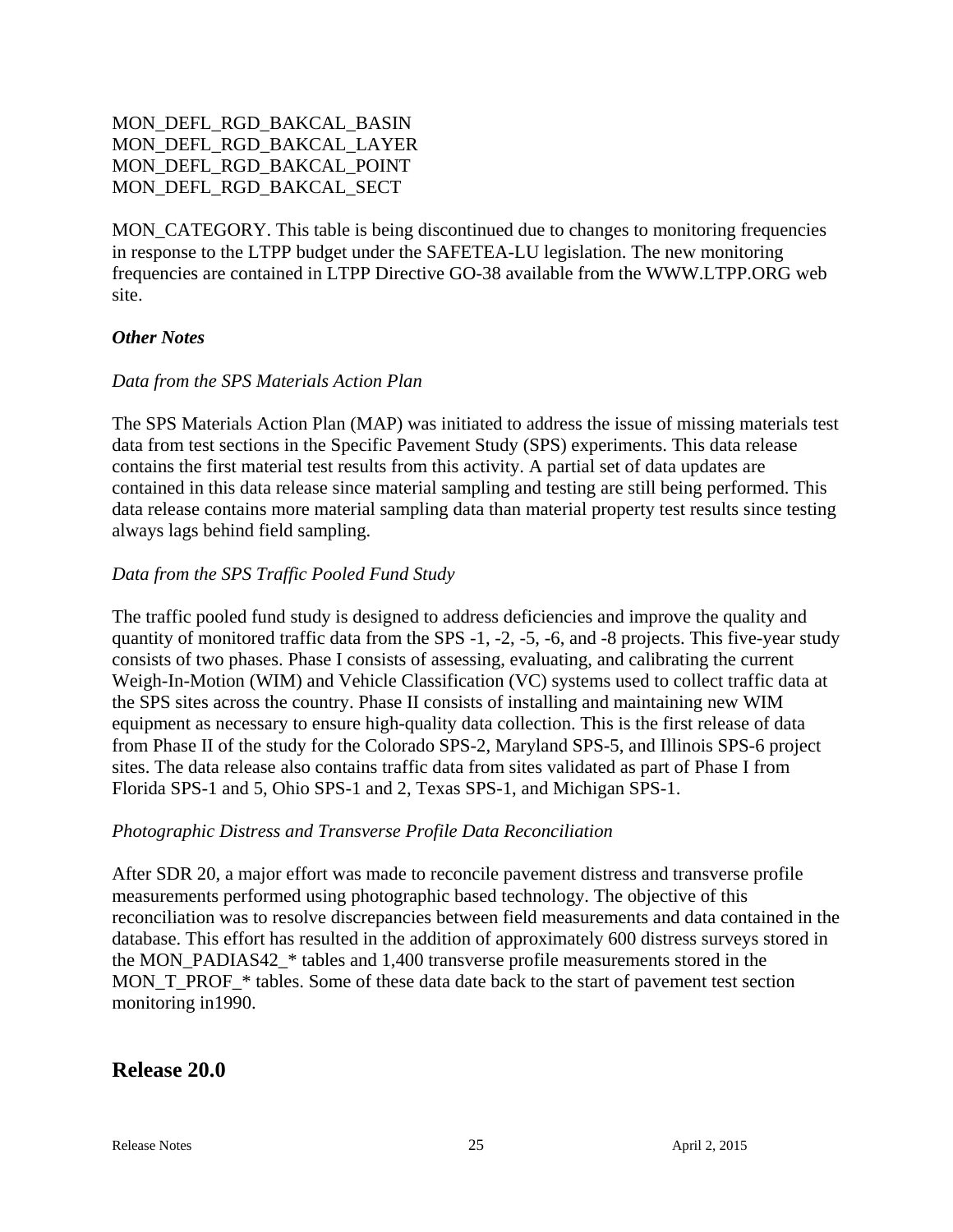MON_DEFL_RGD_BAKCAL_BASIN
MON_DEFL_RGD_BAKCAL_LAYER
MON_DEFL_RGD_BAKCAL_POINT
MON_DEFL_RGD_BAKCAL_SECT

MON_CATEGORY. This table is being discontinued due to changes to monitoring frequencies in response to the LTPP budget under the SAFETEA-LU legislation. The new monitoring frequencies are contained in LTPP Directive GO-38 available from the WWW.LTPP.ORG web site.

***Other Notes***

*Data from the SPS Materials Action Plan*

The SPS Materials Action Plan (MAP) was initiated to address the issue of missing materials test data from test sections in the Specific Pavement Study (SPS) experiments. This data release contains the first material test results from this activity. A partial set of data updates are contained in this data release since material sampling and testing are still being performed. This data release contains more material sampling data than material property test results since testing always lags behind field sampling.

*Data from the SPS Traffic Pooled Fund Study*

The traffic pooled fund study is designed to address deficiencies and improve the quality and quantity of monitored traffic data from the SPS -1, -2, -5, -6, and -8 projects. This five-year study consists of two phases. Phase I consists of assessing, evaluating, and calibrating the current Weigh-In-Motion (WIM) and Vehicle Classification (VC) systems used to collect traffic data at the SPS sites across the country. Phase II consists of installing and maintaining new WIM equipment as necessary to ensure high-quality data collection. This is the first release of data from Phase II of the study for the Colorado SPS-2, Maryland SPS-5, and Illinois SPS-6 project sites. The data release also contains traffic data from sites validated as part of Phase I from Florida SPS-1 and 5, Ohio SPS-1 and 2, Texas SPS-1, and Michigan SPS-1.

*Photographic Distress and Transverse Profile Data Reconciliation*

After SDR 20, a major effort was made to reconcile pavement distress and transverse profile measurements performed using photographic based technology. The objective of this reconciliation was to resolve discrepancies between field measurements and data contained in the database. This effort has resulted in the addition of approximately 600 distress surveys stored in the MON_PADIAS42_* tables and 1,400 transverse profile measurements stored in the MON_T_PROF_* tables. Some of these data date back to the start of pavement test section monitoring in1990.

## Release 20.0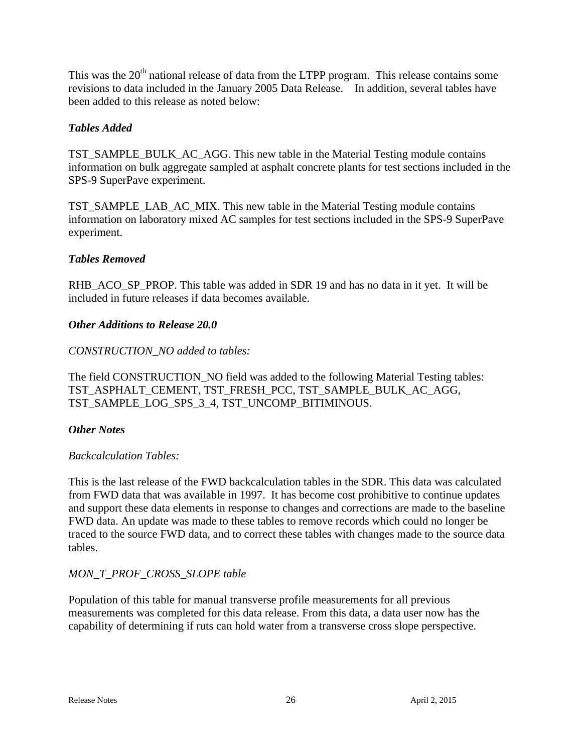This was the 20th national release of data from the LTPP program. This release contains some revisions to data included in the January 2005 Data Release. In addition, several tables have been added to this release as noted below:

### *Tables Added*

TST_SAMPLE_BULK_AC_AGG. This new table in the Material Testing module contains information on bulk aggregate sampled at asphalt concrete plants for test sections included in the SPS-9 SuperPave experiment.

TST_SAMPLE_LAB_AC_MIX. This new table in the Material Testing module contains information on laboratory mixed AC samples for test sections included in the SPS-9 SuperPave experiment.

### *Tables Removed*

RHB_ACO_SP_PROP. This table was added in SDR 19 and has no data in it yet. It will be included in future releases if data becomes available.

### *Other Additions to Release 20.0*

*CONSTRUCTION_NO added to tables:*

The field CONSTRUCTION_NO field was added to the following Material Testing tables: TST_ASPHALT_CEMENT, TST_FRESH_PCC, TST_SAMPLE_BULK_AC_AGG, TST_SAMPLE_LOG_SPS_3_4, TST_UNCOMP_BITIMINOUS.

### *Other Notes*

*Backcalculation Tables:*

This is the last release of the FWD backcalculation tables in the SDR. This data was calculated from FWD data that was available in 1997. It has become cost prohibitive to continue updates and support these data elements in response to changes and corrections are made to the baseline FWD data. An update was made to these tables to remove records which could no longer be traced to the source FWD data, and to correct these tables with changes made to the source data tables.

*MON_T_PROF_CROSS_SLOPE table*

Population of this table for manual transverse profile measurements for all previous measurements was completed for this data release. From this data, a data user now has the capability of determining if ruts can hold water from a transverse cross slope perspective.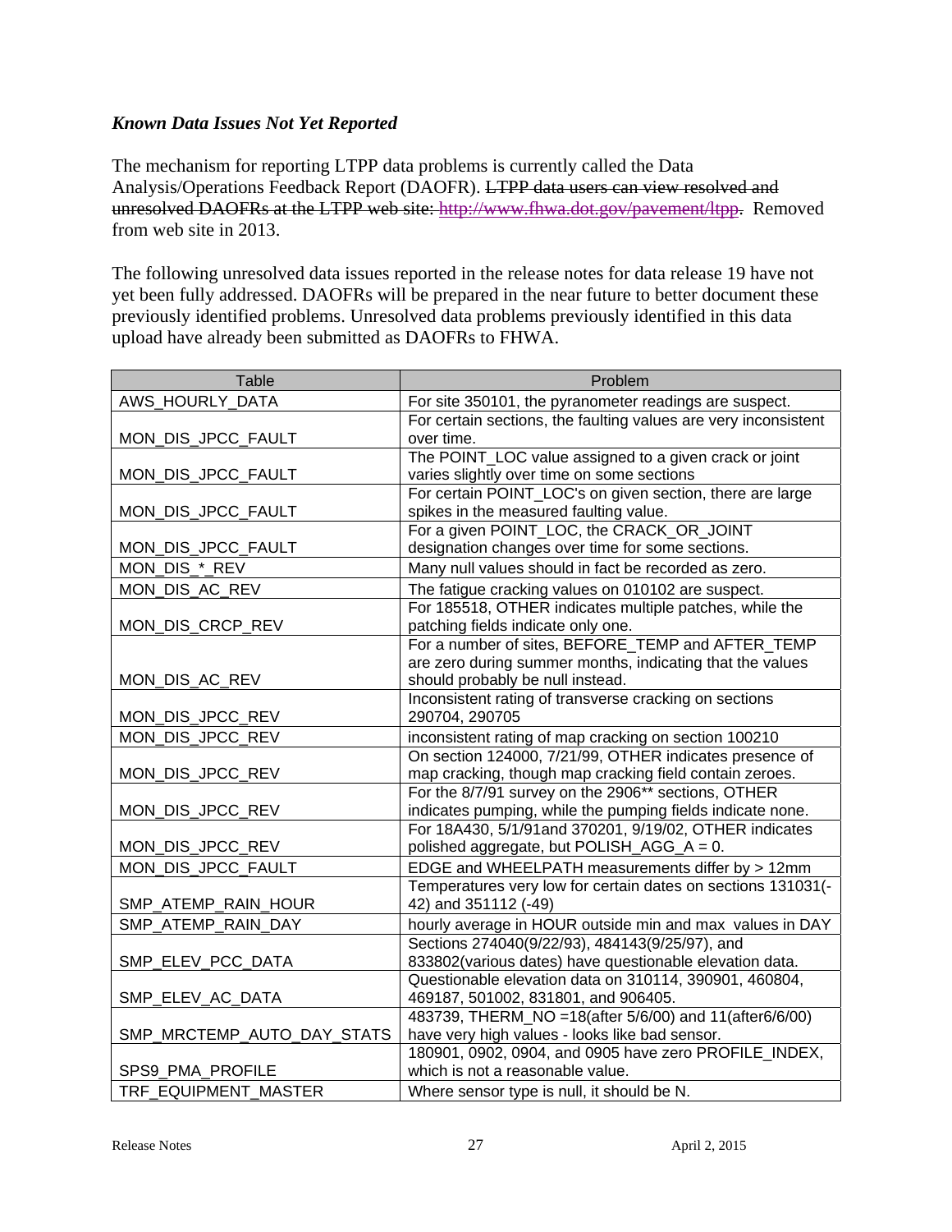### *Known Data Issues Not Yet Reported*

The mechanism for reporting LTPP data problems is currently called the Data Analysis/Operations Feedback Report (DAOFR). ~~LTPP data users can view resolved and unresolved DAOFRs at the LTPP web site: http://www.fhwa.dot.gov/pavement/ltpp.~~ Removed from web site in 2013.

The following unresolved data issues reported in the release notes for data release 19 have not yet been fully addressed. DAOFRs will be prepared in the near future to better document these previously identified problems. Unresolved data problems previously identified in this data upload have already been submitted as DAOFRs to FHWA.

| Table | Problem |
| --- | --- |
| AWS_HOURLY_DATA | For site 350101, the pyranometer readings are suspect. |
| MON_DIS_JPCC_FAULT | For certain sections, the faulting values are very inconsistent over time. |
| MON_DIS_JPCC_FAULT | The POINT_LOC value assigned to a given crack or joint varies slightly over time on some sections |
| MON_DIS_JPCC_FAULT | For certain POINT_LOC's on given section, there are large spikes in the measured faulting value. |
| MON_DIS_JPCC_FAULT | For a given POINT_LOC, the CRACK_OR_JOINT designation changes over time for some sections. |
| MON_DIS_*_REV | Many null values should in fact be recorded as zero. |
| MON_DIS_AC_REV | The fatigue cracking values on 010102 are suspect. |
| MON_DIS_CRCP_REV | For 185518, OTHER indicates multiple patches, while the patching fields indicate only one. |
| MON_DIS_AC_REV | For a number of sites, BEFORE_TEMP and AFTER_TEMP are zero during summer months, indicating that the values should probably be null instead. |
| MON_DIS_JPCC_REV | Inconsistent rating of transverse cracking on sections 290704, 290705 |
| MON_DIS_JPCC_REV | inconsistent rating of map cracking on section 100210 |
| MON_DIS_JPCC_REV | On section 124000, 7/21/99, OTHER indicates presence of map cracking, though map cracking field contain zeroes. |
| MON_DIS_JPCC_REV | For the 8/7/91 survey on the 2906** sections, OTHER indicates pumping, while the pumping fields indicate none. |
| MON_DIS_JPCC_REV | For 18A430, 5/1/91and 370201, 9/19/02, OTHER indicates polished aggregate, but POLISH_AGG_A = 0. |
| MON_DIS_JPCC_FAULT | EDGE and WHEELPATH measurements differ by > 12mm |
| SMP_ATEMP_RAIN_HOUR | Temperatures very low for certain dates on sections 131031(-42) and 351112 (-49) |
| SMP_ATEMP_RAIN_DAY | hourly average in HOUR outside min and max values in DAY |
| SMP_ELEV_PCC_DATA | Sections 274040(9/22/93), 484143(9/25/97), and 833802(various dates) have questionable elevation data. |
| SMP_ELEV_AC_DATA | Questionable elevation data on 310114, 390901, 460804, 469187, 501002, 831801, and 906405. |
| SMP_MRCTEMP_AUTO_DAY_STATS | 483739, THERM_NO =18(after 5/6/00) and 11(after6/6/00) have very high values - looks like bad sensor. |
| SPS9_PMA_PROFILE | 180901, 0902, 0904, and 0905 have zero PROFILE_INDEX, which is not a reasonable value. |
| TRF_EQUIPMENT_MASTER | Where sensor type is null, it should be N. |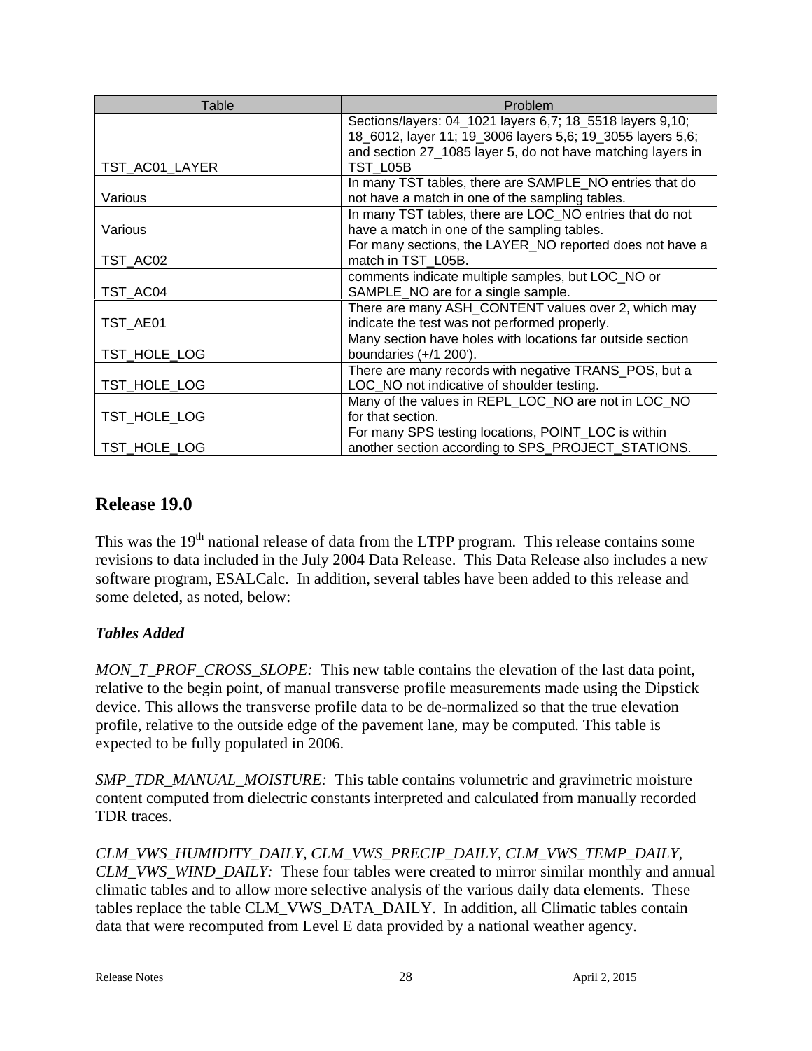| Table | Problem |
| --- | --- |
| TST_AC01_LAYER | Sections/layers: 04_1021 layers 6,7; 18_5518 layers 9,10; 18_6012, layer 11; 19_3006 layers 5,6; 19_3055 layers 5,6; and section 27_1085 layer 5, do not have matching layers in TST_L05B |
| Various | In many TST tables, there are SAMPLE_NO entries that do not have a match in one of the sampling tables. |
| Various | In many TST tables, there are LOC_NO entries that do not have a match in one of the sampling tables. |
| TST_AC02 | For many sections, the LAYER_NO reported does not have a match in TST_L05B. |
| TST_AC04 | comments indicate multiple samples, but LOC_NO or SAMPLE_NO are for a single sample. |
| TST_AE01 | There are many ASH_CONTENT values over 2, which may indicate the test was not performed properly. |
| TST_HOLE_LOG | Many section have holes with locations far outside section boundaries (+/1 200'). |
| TST_HOLE_LOG | There are many records with negative TRANS_POS, but a LOC_NO not indicative of shoulder testing. |
| TST_HOLE_LOG | Many of the values in REPL_LOC_NO are not in LOC_NO for that section. |
| TST_HOLE_LOG | For many SPS testing locations, POINT_LOC is within another section according to SPS_PROJECT_STATIONS. |

## Release 19.0

This was the 19th national release of data from the LTPP program. This release contains some revisions to data included in the July 2004 Data Release. This Data Release also includes a new software program, ESALCalc. In addition, several tables have been added to this release and some deleted, as noted, below:

### *Tables Added*

*MON_T_PROF_CROSS_SLOPE:* This new table contains the elevation of the last data point, relative to the begin point, of manual transverse profile measurements made using the Dipstick device. This allows the transverse profile data to be de-normalized so that the true elevation profile, relative to the outside edge of the pavement lane, may be computed. This table is expected to be fully populated in 2006.

*SMP_TDR_MANUAL_MOISTURE:* This table contains volumetric and gravimetric moisture content computed from dielectric constants interpreted and calculated from manually recorded TDR traces.

*CLM_VWS_HUMIDITY_DAILY, CLM_VWS_PRECIP_DAILY, CLM_VWS_TEMP_DAILY, CLM_VWS_WIND_DAILY:* These four tables were created to mirror similar monthly and annual climatic tables and to allow more selective analysis of the various daily data elements. These tables replace the table CLM_VWS_DATA_DAILY. In addition, all Climatic tables contain data that were recomputed from Level E data provided by a national weather agency.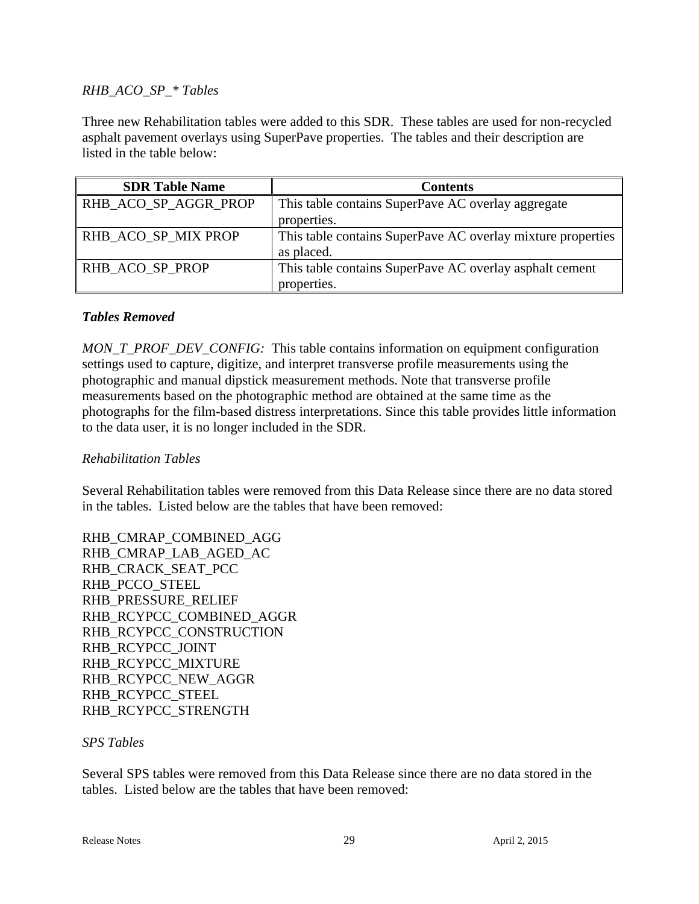*RHB_ACO_SP_* Tables*

Three new Rehabilitation tables were added to this SDR. These tables are used for non-recycled asphalt pavement overlays using SuperPave properties. The tables and their description are listed in the table below:

| SDR Table Name | Contents |
|---|---|
| RHB_ACO_SP_AGGR_PROP | This table contains SuperPave AC overlay aggregate properties. |
| RHB_ACO_SP_MIX PROP | This table contains SuperPave AC overlay mixture properties as placed. |
| RHB_ACO_SP_PROP | This table contains SuperPave AC overlay asphalt cement properties. |

***Tables Removed***

*MON_T_PROF_DEV_CONFIG:* This table contains information on equipment configuration settings used to capture, digitize, and interpret transverse profile measurements using the photographic and manual dipstick measurement methods. Note that transverse profile measurements based on the photographic method are obtained at the same time as the photographs for the film-based distress interpretations. Since this table provides little information to the data user, it is no longer included in the SDR.

*Rehabilitation Tables*

Several Rehabilitation tables were removed from this Data Release since there are no data stored in the tables. Listed below are the tables that have been removed:

RHB_CMRAP_COMBINED_AGG
RHB_CMRAP_LAB_AGED_AC
RHB_CRACK_SEAT_PCC
RHB_PCCO_STEEL
RHB_PRESSURE_RELIEF
RHB_RCYPCC_COMBINED_AGGR
RHB_RCYPCC_CONSTRUCTION
RHB_RCYPCC_JOINT
RHB_RCYPCC_MIXTURE
RHB_RCYPCC_NEW_AGGR
RHB_RCYPCC_STEEL
RHB_RCYPCC_STRENGTH

*SPS Tables*

Several SPS tables were removed from this Data Release since there are no data stored in the tables. Listed below are the tables that have been removed: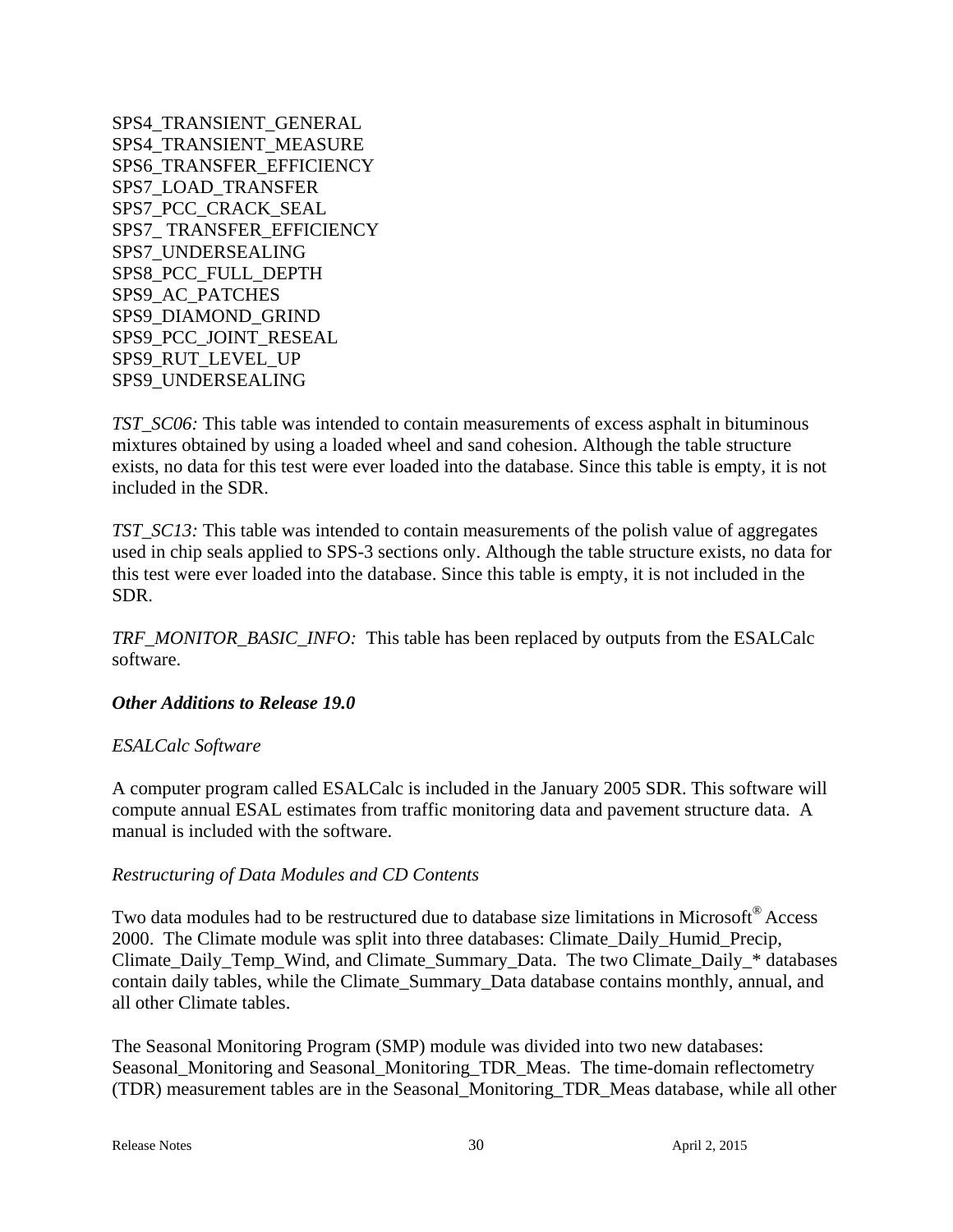SPS4_TRANSIENT_GENERAL
SPS4_TRANSIENT_MEASURE
SPS6_TRANSFER_EFFICIENCY
SPS7_LOAD_TRANSFER
SPS7_PCC_CRACK_SEAL
SPS7_ TRANSFER_EFFICIENCY
SPS7_UNDERSEALING
SPS8_PCC_FULL_DEPTH
SPS9_AC_PATCHES
SPS9_DIAMOND_GRIND
SPS9_PCC_JOINT_RESEAL
SPS9_RUT_LEVEL_UP
SPS9_UNDERSEALING

*TST_SC06:* This table was intended to contain measurements of excess asphalt in bituminous mixtures obtained by using a loaded wheel and sand cohesion. Although the table structure exists, no data for this test were ever loaded into the database. Since this table is empty, it is not included in the SDR.

*TST_SC13:* This table was intended to contain measurements of the polish value of aggregates used in chip seals applied to SPS-3 sections only. Although the table structure exists, no data for this test were ever loaded into the database. Since this table is empty, it is not included in the SDR.

*TRF_MONITOR_BASIC_INFO:* This table has been replaced by outputs from the ESALCalc software.

### *Other Additions to Release 19.0*

*ESALCalc Software*

A computer program called ESALCalc is included in the January 2005 SDR. This software will compute annual ESAL estimates from traffic monitoring data and pavement structure data. A manual is included with the software.

*Restructuring of Data Modules and CD Contents*

Two data modules had to be restructured due to database size limitations in Microsoft® Access 2000. The Climate module was split into three databases: Climate_Daily_Humid_Precip, Climate_Daily_Temp_Wind, and Climate_Summary_Data. The two Climate_Daily_* databases contain daily tables, while the Climate_Summary_Data database contains monthly, annual, and all other Climate tables.

The Seasonal Monitoring Program (SMP) module was divided into two new databases: Seasonal_Monitoring and Seasonal_Monitoring_TDR_Meas. The time-domain reflectometry (TDR) measurement tables are in the Seasonal_Monitoring_TDR_Meas database, while all other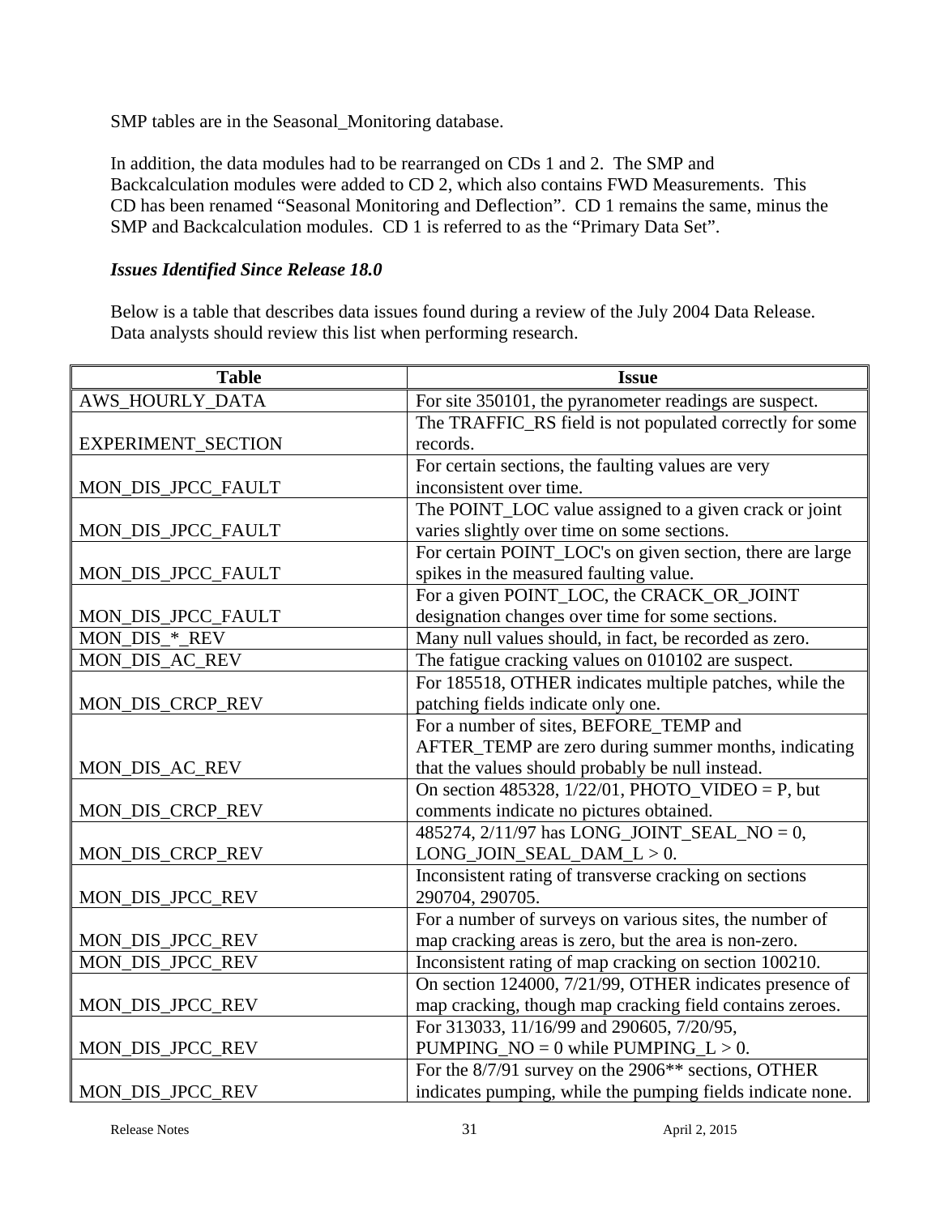SMP tables are in the Seasonal_Monitoring database.

In addition, the data modules had to be rearranged on CDs 1 and 2. The SMP and Backcalculation modules were added to CD 2, which also contains FWD Measurements. This CD has been renamed "Seasonal Monitoring and Deflection". CD 1 remains the same, minus the SMP and Backcalculation modules. CD 1 is referred to as the "Primary Data Set".

### *Issues Identified Since Release 18.0*

Below is a table that describes data issues found during a review of the July 2004 Data Release. Data analysts should review this list when performing research.

| Table | Issue |
|---|---|
| AWS_HOURLY_DATA | For site 350101, the pyranometer readings are suspect. |
| EXPERIMENT_SECTION | The TRAFFIC_RS field is not populated correctly for some records. |
| MON_DIS_JPCC_FAULT | For certain sections, the faulting values are very inconsistent over time. |
| MON_DIS_JPCC_FAULT | The POINT_LOC value assigned to a given crack or joint varies slightly over time on some sections. |
| MON_DIS_JPCC_FAULT | For certain POINT_LOC's on given section, there are large spikes in the measured faulting value. |
| MON_DIS_JPCC_FAULT | For a given POINT_LOC, the CRACK_OR_JOINT designation changes over time for some sections. |
| MON_DIS_*_REV | Many null values should, in fact, be recorded as zero. |
| MON_DIS_AC_REV | The fatigue cracking values on 010102 are suspect. |
| MON_DIS_CRCP_REV | For 185518, OTHER indicates multiple patches, while the patching fields indicate only one. |
| MON_DIS_AC_REV | For a number of sites, BEFORE_TEMP and AFTER_TEMP are zero during summer months, indicating that the values should probably be null instead. |
| MON_DIS_CRCP_REV | On section 485328, 1/22/01, PHOTO_VIDEO = P, but comments indicate no pictures obtained. |
| MON_DIS_CRCP_REV | 485274, 2/11/97 has LONG_JOINT_SEAL_NO = 0, LONG_JOIN_SEAL_DAM_L > 0. |
| MON_DIS_JPCC_REV | Inconsistent rating of transverse cracking on sections 290704, 290705. |
| MON_DIS_JPCC_REV | For a number of surveys on various sites, the number of map cracking areas is zero, but the area is non-zero. |
| MON_DIS_JPCC_REV | Inconsistent rating of map cracking on section 100210. |
| MON_DIS_JPCC_REV | On section 124000, 7/21/99, OTHER indicates presence of map cracking, though map cracking field contains zeroes. |
| MON_DIS_JPCC_REV | For 313033, 11/16/99 and 290605, 7/20/95, PUMPING_NO = 0 while PUMPING_L > 0. |
| MON_DIS_JPCC_REV | For the 8/7/91 survey on the 2906** sections, OTHER indicates pumping, while the pumping fields indicate none. |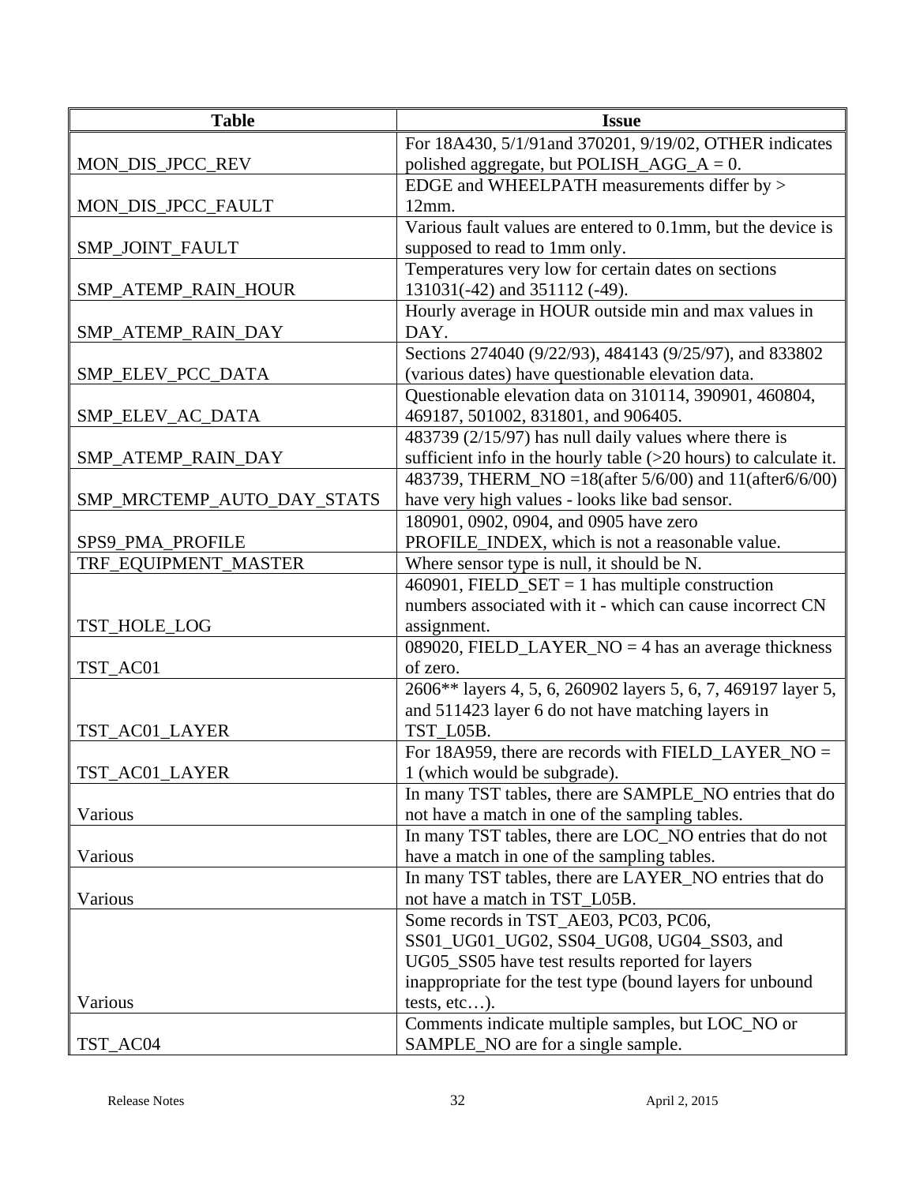| Table | Issue |
|---|---|
| MON_DIS_JPCC_REV | For 18A430, 5/1/91and 370201, 9/19/02, OTHER indicates polished aggregate, but POLISH_AGG_A = 0. |
| MON_DIS_JPCC_FAULT | EDGE and WHEELPATH measurements differ by > 12mm. |
| SMP_JOINT_FAULT | Various fault values are entered to 0.1mm, but the device is supposed to read to 1mm only. |
| SMP_ATEMP_RAIN_HOUR | Temperatures very low for certain dates on sections 131031(-42) and 351112 (-49). |
| SMP_ATEMP_RAIN_DAY | Hourly average in HOUR outside min and max values in DAY. |
| SMP_ELEV_PCC_DATA | Sections 274040 (9/22/93), 484143 (9/25/97), and 833802 (various dates) have questionable elevation data. |
| SMP_ELEV_AC_DATA | Questionable elevation data on 310114, 390901, 460804, 469187, 501002, 831801, and 906405. |
| SMP_ATEMP_RAIN_DAY | 483739 (2/15/97) has null daily values where there is sufficient info in the hourly table (>20 hours) to calculate it. |
| SMP_MRCTEMP_AUTO_DAY_STATS | 483739, THERM_NO =18(after 5/6/00) and 11(after6/6/00) have very high values - looks like bad sensor. |
| SPS9_PMA_PROFILE | 180901, 0902, 0904, and 0905 have zero PROFILE_INDEX, which is not a reasonable value. |
| TRF_EQUIPMENT_MASTER | Where sensor type is null, it should be N. |
| TST_HOLE_LOG | 460901, FIELD_SET = 1 has multiple construction numbers associated with it - which can cause incorrect CN assignment. |
| TST_AC01 | 089020, FIELD_LAYER_NO = 4 has an average thickness of zero. |
| TST_AC01_LAYER | 2606** layers 4, 5, 6, 260902 layers 5, 6, 7, 469197 layer 5, and 511423 layer 6 do not have matching layers in TST_L05B. |
| TST_AC01_LAYER | For 18A959, there are records with FIELD_LAYER_NO = 1 (which would be subgrade). |
| Various | In many TST tables, there are SAMPLE_NO entries that do not have a match in one of the sampling tables. |
| Various | In many TST tables, there are LOC_NO entries that do not have a match in one of the sampling tables. |
| Various | In many TST tables, there are LAYER_NO entries that do not have a match in TST_L05B. |
| Various | Some records in TST_AE03, PC03, PC06, SS01_UG01_UG02, SS04_UG08, UG04_SS03, and UG05_SS05 have test results reported for layers inappropriate for the test type (bound layers for unbound tests, etc…). |
| TST_AC04 | Comments indicate multiple samples, but LOC_NO or SAMPLE_NO are for a single sample. |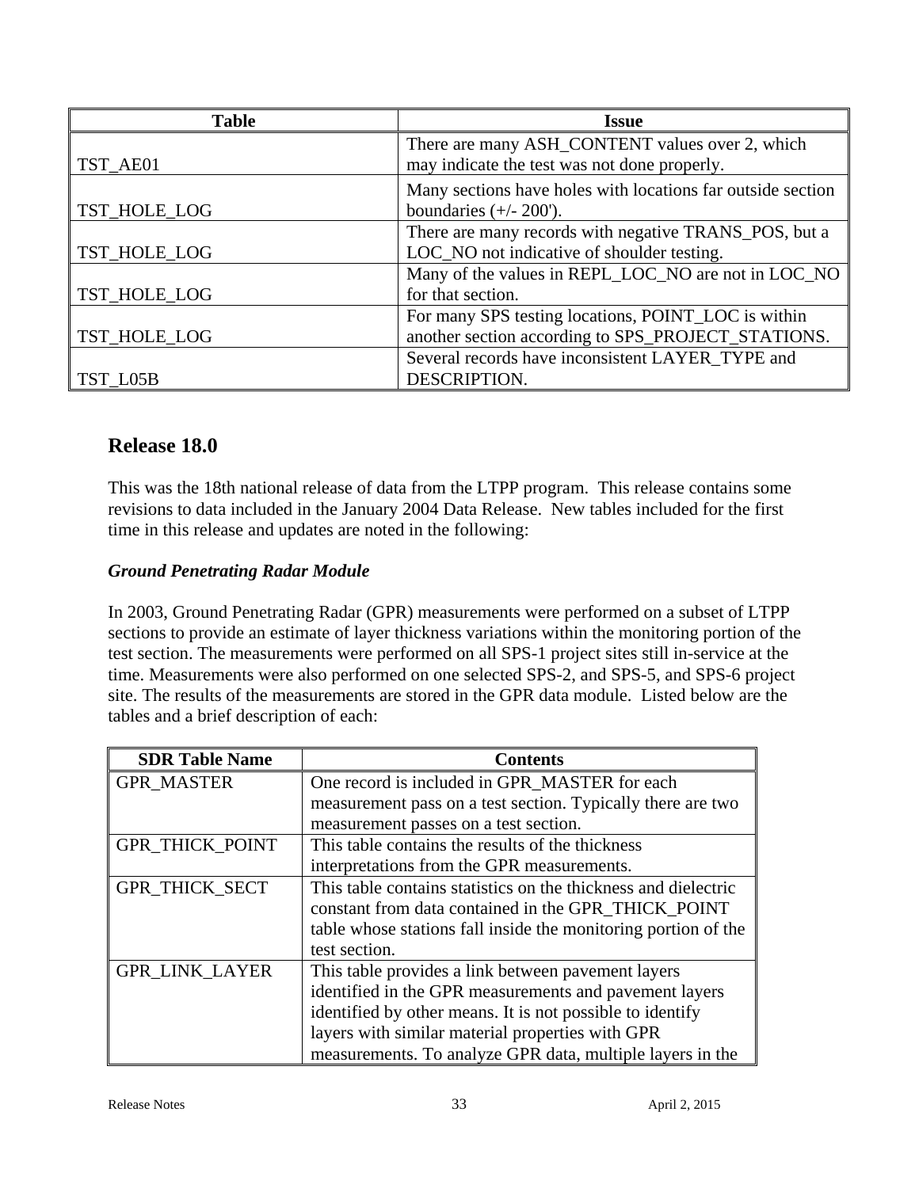| Table | Issue |
| --- | --- |
| TST_AE01 | There are many ASH_CONTENT values over 2, which may indicate the test was not done properly. |
| TST_HOLE_LOG | Many sections have holes with locations far outside section boundaries (+/- 200'). |
| TST_HOLE_LOG | There are many records with negative TRANS_POS, but a LOC_NO not indicative of shoulder testing. |
| TST_HOLE_LOG | Many of the values in REPL_LOC_NO are not in LOC_NO for that section. |
| TST_HOLE_LOG | For many SPS testing locations, POINT_LOC is within another section according to SPS_PROJECT_STATIONS. |
| TST_L05B | Several records have inconsistent LAYER_TYPE and DESCRIPTION. |

## Release 18.0

This was the 18th national release of data from the LTPP program. This release contains some revisions to data included in the January 2004 Data Release. New tables included for the first time in this release and updates are noted in the following:

### *Ground Penetrating Radar Module*

In 2003, Ground Penetrating Radar (GPR) measurements were performed on a subset of LTPP sections to provide an estimate of layer thickness variations within the monitoring portion of the test section. The measurements were performed on all SPS-1 project sites still in-service at the time. Measurements were also performed on one selected SPS-2, and SPS-5, and SPS-6 project site. The results of the measurements are stored in the GPR data module. Listed below are the tables and a brief description of each:

| SDR Table Name | Contents |
| --- | --- |
| GPR_MASTER | One record is included in GPR_MASTER for each measurement pass on a test section. Typically there are two measurement passes on a test section. |
| GPR_THICK_POINT | This table contains the results of the thickness interpretations from the GPR measurements. |
| GPR_THICK_SECT | This table contains statistics on the thickness and dielectric constant from data contained in the GPR_THICK_POINT table whose stations fall inside the monitoring portion of the test section. |
| GPR_LINK_LAYER | This table provides a link between pavement layers identified in the GPR measurements and pavement layers identified by other means. It is not possible to identify layers with similar material properties with GPR measurements. To analyze GPR data, multiple layers in the |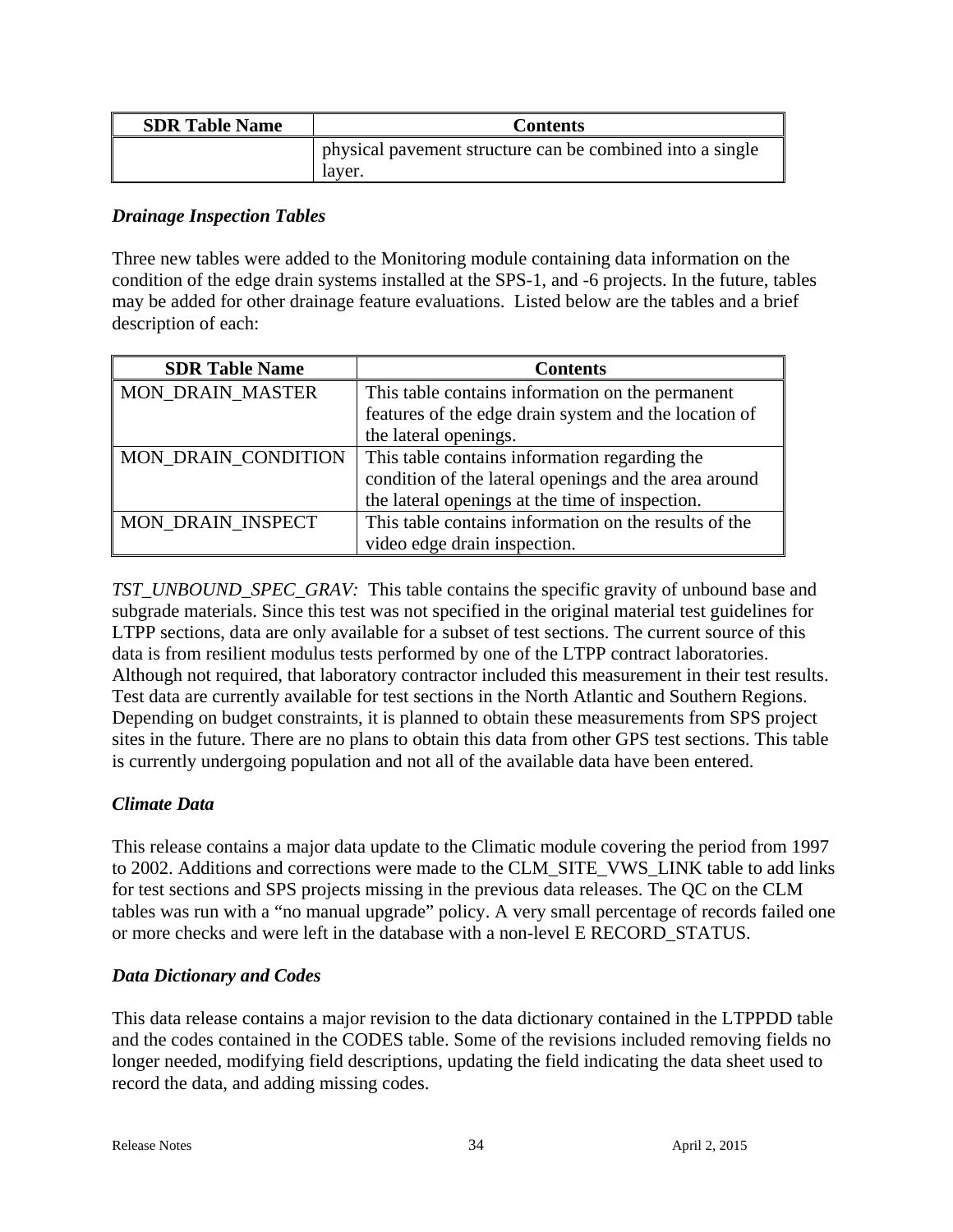| SDR Table Name | Contents |
|---|---|
| | physical pavement structure can be combined into a single layer. |

### *Drainage Inspection Tables*

Three new tables were added to the Monitoring module containing data information on the condition of the edge drain systems installed at the SPS-1, and -6 projects. In the future, tables may be added for other drainage feature evaluations. Listed below are the tables and a brief description of each:

| SDR Table Name | Contents |
|---|---|
| MON_DRAIN_MASTER | This table contains information on the permanent features of the edge drain system and the location of the lateral openings. |
| MON_DRAIN_CONDITION | This table contains information regarding the condition of the lateral openings and the area around the lateral openings at the time of inspection. |
| MON_DRAIN_INSPECT | This table contains information on the results of the video edge drain inspection. |

*TST_UNBOUND_SPEC_GRAV:* This table contains the specific gravity of unbound base and subgrade materials. Since this test was not specified in the original material test guidelines for LTPP sections, data are only available for a subset of test sections. The current source of this data is from resilient modulus tests performed by one of the LTPP contract laboratories. Although not required, that laboratory contractor included this measurement in their test results. Test data are currently available for test sections in the North Atlantic and Southern Regions. Depending on budget constraints, it is planned to obtain these measurements from SPS project sites in the future. There are no plans to obtain this data from other GPS test sections. This table is currently undergoing population and not all of the available data have been entered.

### *Climate Data*

This release contains a major data update to the Climatic module covering the period from 1997 to 2002. Additions and corrections were made to the CLM_SITE_VWS_LINK table to add links for test sections and SPS projects missing in the previous data releases. The QC on the CLM tables was run with a "no manual upgrade" policy. A very small percentage of records failed one or more checks and were left in the database with a non-level E RECORD_STATUS.

### *Data Dictionary and Codes*

This data release contains a major revision to the data dictionary contained in the LTPPDD table and the codes contained in the CODES table. Some of the revisions included removing fields no longer needed, modifying field descriptions, updating the field indicating the data sheet used to record the data, and adding missing codes.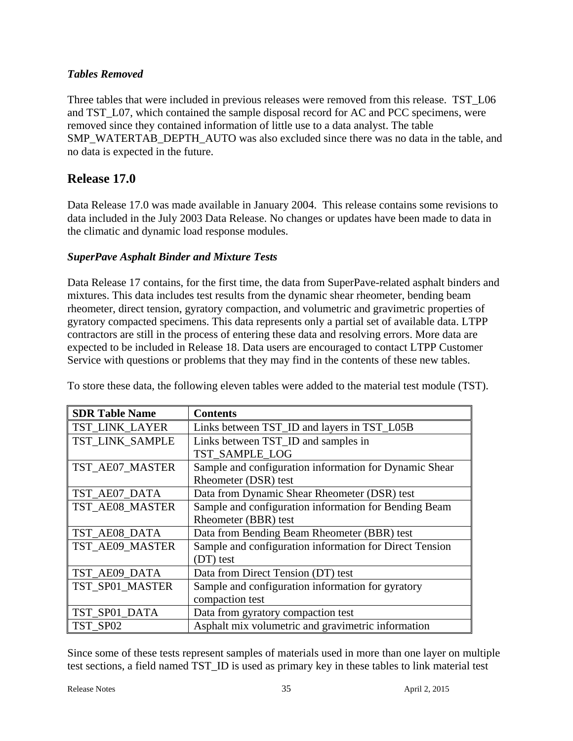### *Tables Removed*

Three tables that were included in previous releases were removed from this release. TST_L06 and TST_L07, which contained the sample disposal record for AC and PCC specimens, were removed since they contained information of little use to a data analyst. The table SMP_WATERTAB_DEPTH_AUTO was also excluded since there was no data in the table, and no data is expected in the future.

## Release 17.0

Data Release 17.0 was made available in January 2004. This release contains some revisions to data included in the July 2003 Data Release. No changes or updates have been made to data in the climatic and dynamic load response modules.

### *SuperPave Asphalt Binder and Mixture Tests*

Data Release 17 contains, for the first time, the data from SuperPave-related asphalt binders and mixtures. This data includes test results from the dynamic shear rheometer, bending beam rheometer, direct tension, gyratory compaction, and volumetric and gravimetric properties of gyratory compacted specimens. This data represents only a partial set of available data. LTPP contractors are still in the process of entering these data and resolving errors. More data are expected to be included in Release 18. Data users are encouraged to contact LTPP Customer Service with questions or problems that they may find in the contents of these new tables.

To store these data, the following eleven tables were added to the material test module (TST).

| SDR Table Name | Contents |
|---|---|
| TST_LINK_LAYER | Links between TST_ID and layers in TST_L05B |
| TST_LINK_SAMPLE | Links between TST_ID and samples in TST_SAMPLE_LOG |
| TST_AE07_MASTER | Sample and configuration information for Dynamic Shear Rheometer (DSR) test |
| TST_AE07_DATA | Data from Dynamic Shear Rheometer (DSR) test |
| TST_AE08_MASTER | Sample and configuration information for Bending Beam Rheometer (BBR) test |
| TST_AE08_DATA | Data from Bending Beam Rheometer (BBR) test |
| TST_AE09_MASTER | Sample and configuration information for Direct Tension (DT) test |
| TST_AE09_DATA | Data from Direct Tension (DT) test |
| TST_SP01_MASTER | Sample and configuration information for gyratory compaction test |
| TST_SP01_DATA | Data from gyratory compaction test |
| TST_SP02 | Asphalt mix volumetric and gravimetric information |

Since some of these tests represent samples of materials used in more than one layer on multiple test sections, a field named TST_ID is used as primary key in these tables to link material test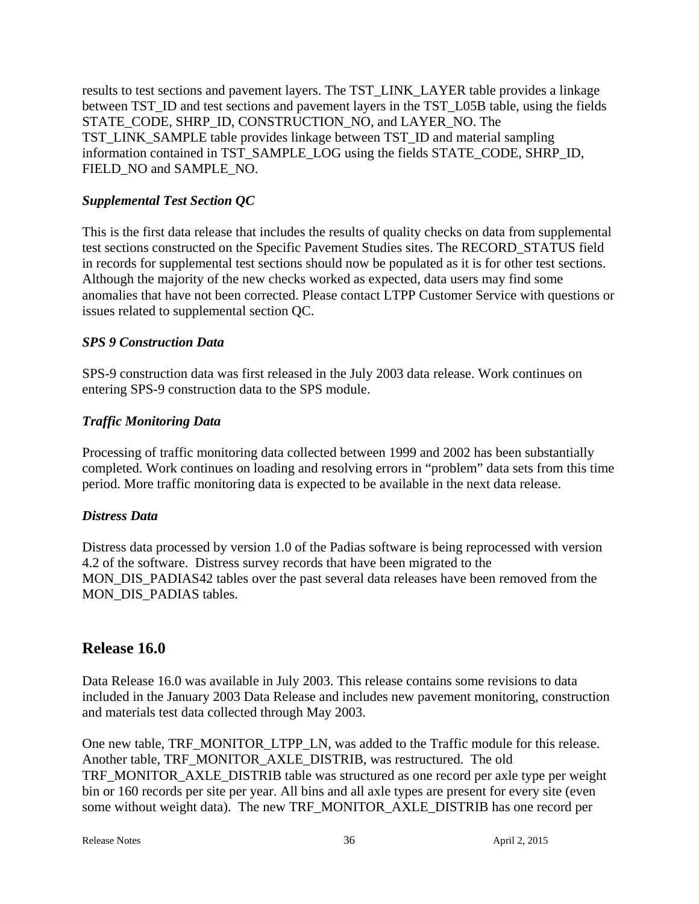results to test sections and pavement layers. The TST_LINK_LAYER table provides a linkage between TST_ID and test sections and pavement layers in the TST_L05B table, using the fields STATE_CODE, SHRP_ID, CONSTRUCTION_NO, and LAYER_NO. The TST_LINK_SAMPLE table provides linkage between TST_ID and material sampling information contained in TST_SAMPLE_LOG using the fields STATE_CODE, SHRP_ID, FIELD_NO and SAMPLE_NO.

***Supplemental Test Section QC***

This is the first data release that includes the results of quality checks on data from supplemental test sections constructed on the Specific Pavement Studies sites. The RECORD_STATUS field in records for supplemental test sections should now be populated as it is for other test sections. Although the majority of the new checks worked as expected, data users may find some anomalies that have not been corrected. Please contact LTPP Customer Service with questions or issues related to supplemental section QC.

***SPS 9 Construction Data***

SPS-9 construction data was first released in the July 2003 data release. Work continues on entering SPS-9 construction data to the SPS module.

***Traffic Monitoring Data***

Processing of traffic monitoring data collected between 1999 and 2002 has been substantially completed. Work continues on loading and resolving errors in “problem” data sets from this time period. More traffic monitoring data is expected to be available in the next data release.

***Distress Data***

Distress data processed by version 1.0 of the Padias software is being reprocessed with version 4.2 of the software. Distress survey records that have been migrated to the MON_DIS_PADIAS42 tables over the past several data releases have been removed from the MON_DIS_PADIAS tables.

## Release 16.0

Data Release 16.0 was available in July 2003. This release contains some revisions to data included in the January 2003 Data Release and includes new pavement monitoring, construction and materials test data collected through May 2003.

One new table, TRF_MONITOR_LTPP_LN, was added to the Traffic module for this release. Another table, TRF_MONITOR_AXLE_DISTRIB, was restructured. The old TRF_MONITOR_AXLE_DISTRIB table was structured as one record per axle type per weight bin or 160 records per site per year. All bins and all axle types are present for every site (even some without weight data). The new TRF_MONITOR_AXLE_DISTRIB has one record per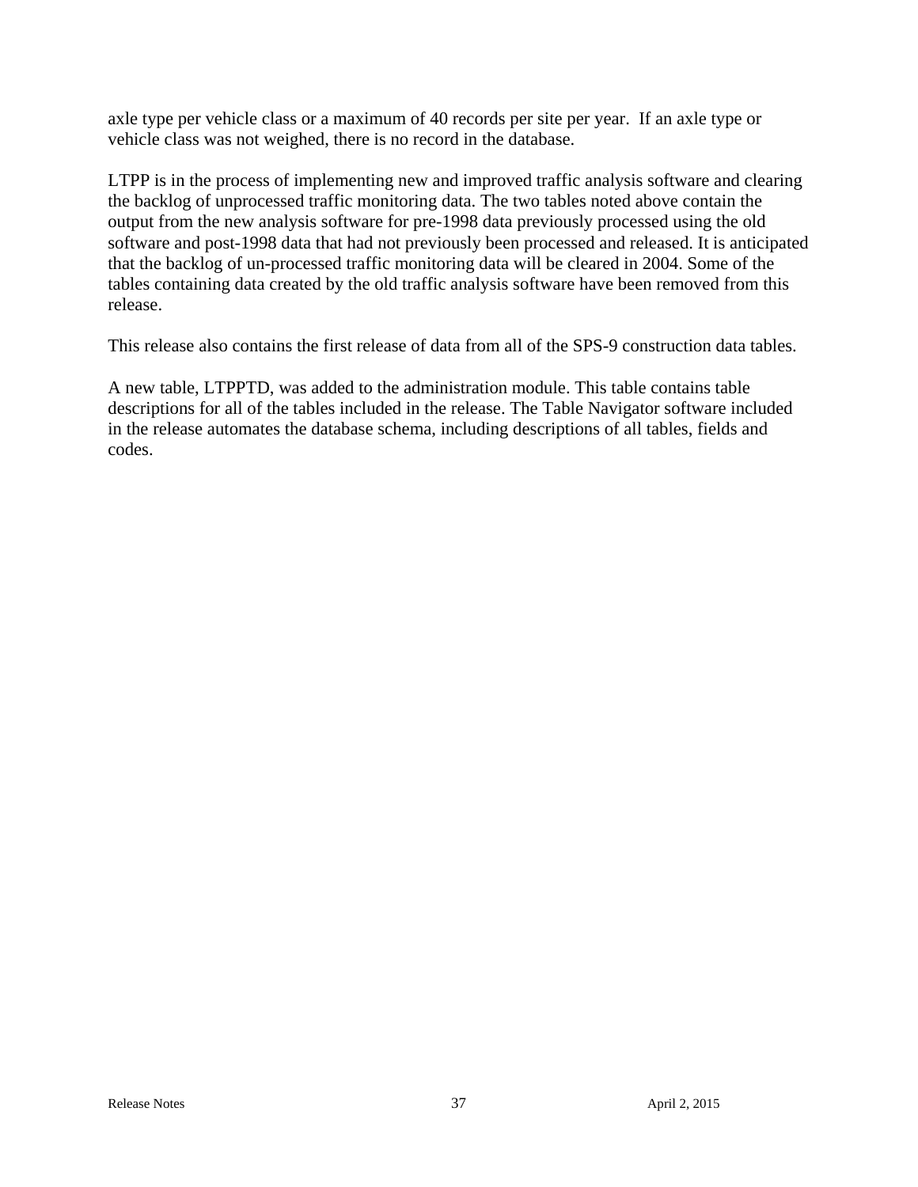axle type per vehicle class or a maximum of 40 records per site per year.  If an axle type or vehicle class was not weighed, there is no record in the database.

LTPP is in the process of implementing new and improved traffic analysis software and clearing the backlog of unprocessed traffic monitoring data. The two tables noted above contain the output from the new analysis software for pre-1998 data previously processed using the old software and post-1998 data that had not previously been processed and released. It is anticipated that the backlog of un-processed traffic monitoring data will be cleared in 2004. Some of the tables containing data created by the old traffic analysis software have been removed from this release.

This release also contains the first release of data from all of the SPS-9 construction data tables.

A new table, LTPPTD, was added to the administration module. This table contains table descriptions for all of the tables included in the release. The Table Navigator software included in the release automates the database schema, including descriptions of all tables, fields and codes.